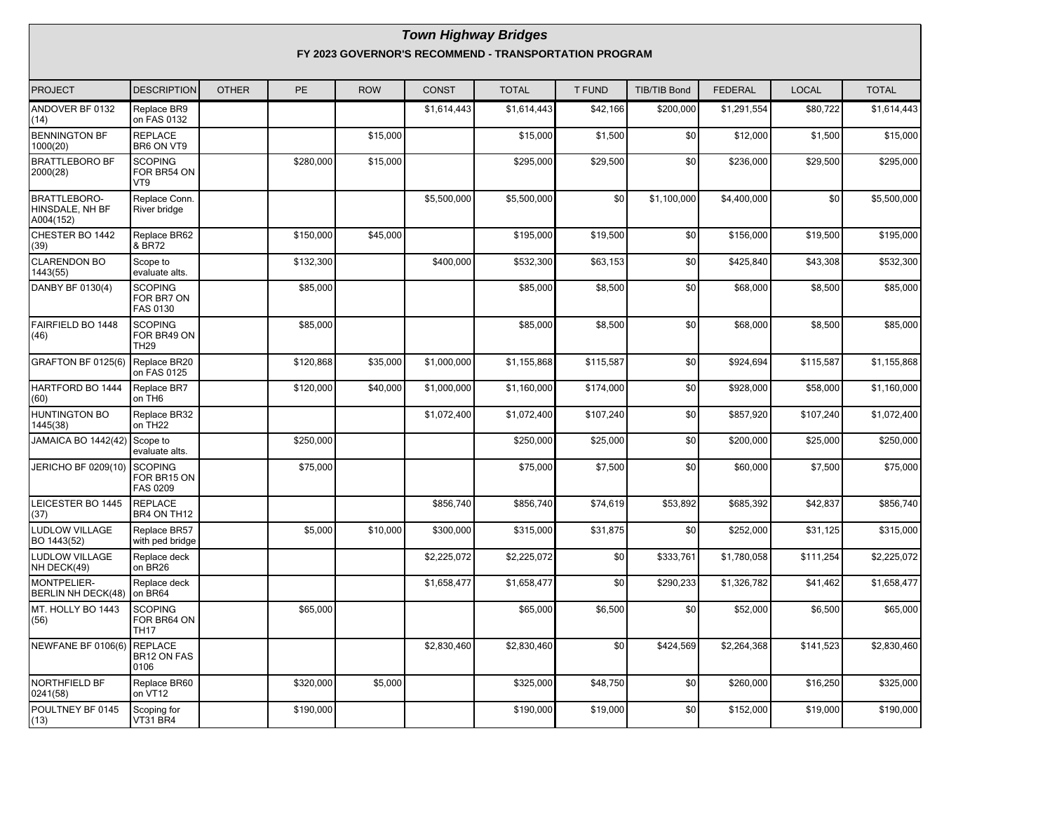## *Town Highway Bridges*

### FY 2023 GOVERNOR'S RECOMMEND - TRANSPORTATION PROGRAM

| PROJECT | DESCRIPTION | OTHER | PE | ROW | CONST | TOTAL | T FUND | TIB/TIB Bond | FEDERAL | LOCAL | TOTAL |
|---|---|---|---|---|---|---|---|---|---|---|---|
| ANDOVER BF 0132 (14) | Replace BR9 on FAS 0132 | | | | $1,614,443 | $1,614,443 | $42,166 | $200,000 | $1,291,554 | $80,722 | $1,614,443 |
| BENNINGTON BF 1000(20) | REPLACE BR6 ON VT9 | | | $15,000 | | $15,000 | $1,500 | $0 | $12,000 | $1,500 | $15,000 |
| BRATTLEBORO BF 2000(28) | SCOPING FOR BR54 ON VT9 | | $280,000 | $15,000 | | $295,000 | $29,500 | $0 | $236,000 | $29,500 | $295,000 |
| BRATTLEBORO-HINSDALE, NH BF A004(152) | Replace Conn. River bridge | | | | $5,500,000 | $5,500,000 | $0 | $1,100,000 | $4,400,000 | $0 | $5,500,000 |
| CHESTER BO 1442 (39) | Replace BR62 & BR72 | | $150,000 | $45,000 | | $195,000 | $19,500 | $0 | $156,000 | $19,500 | $195,000 |
| CLARENDON BO 1443(55) | Scope to evaluate alts. | | $132,300 | | $400,000 | $532,300 | $63,153 | $0 | $425,840 | $43,308 | $532,300 |
| DANBY BF 0130(4) | SCOPING FOR BR7 ON FAS 0130 | | $85,000 | | | $85,000 | $8,500 | $0 | $68,000 | $8,500 | $85,000 |
| FAIRFIELD BO 1448 (46) | SCOPING FOR BR49 ON TH29 | | $85,000 | | | $85,000 | $8,500 | $0 | $68,000 | $8,500 | $85,000 |
| GRAFTON BF 0125(6) | Replace BR20 on FAS 0125 | | $120,868 | $35,000 | $1,000,000 | $1,155,868 | $115,587 | $0 | $924,694 | $115,587 | $1,155,868 |
| HARTFORD BO 1444 (60) | Replace BR7 on TH6 | | $120,000 | $40,000 | $1,000,000 | $1,160,000 | $174,000 | $0 | $928,000 | $58,000 | $1,160,000 |
| HUNTINGTON BO 1445(38) | Replace BR32 on TH22 | | | | $1,072,400 | $1,072,400 | $107,240 | $0 | $857,920 | $107,240 | $1,072,400 |
| JAMAICA BO 1442(42) | Scope to evaluate alts. | | $250,000 | | | $250,000 | $25,000 | $0 | $200,000 | $25,000 | $250,000 |
| JERICHO BF 0209(10) | SCOPING FOR BR15 ON FAS 0209 | | $75,000 | | | $75,000 | $7,500 | $0 | $60,000 | $7,500 | $75,000 |
| LEICESTER BO 1445 (37) | REPLACE BR4 ON TH12 | | | | $856,740 | $856,740 | $74,619 | $53,892 | $685,392 | $42,837 | $856,740 |
| LUDLOW VILLAGE BO 1443(52) | Replace BR57 with ped bridge | | $5,000 | $10,000 | $300,000 | $315,000 | $31,875 | $0 | $252,000 | $31,125 | $315,000 |
| LUDLOW VILLAGE NH DECK(49) | Replace deck on BR26 | | | | $2,225,072 | $2,225,072 | $0 | $333,761 | $1,780,058 | $111,254 | $2,225,072 |
| MONTPELIER-BERLIN NH DECK(48) | Replace deck on BR64 | | | | $1,658,477 | $1,658,477 | $0 | $290,233 | $1,326,782 | $41,462 | $1,658,477 |
| MT. HOLLY BO 1443 (56) | SCOPING FOR BR64 ON TH17 | | $65,000 | | | $65,000 | $6,500 | $0 | $52,000 | $6,500 | $65,000 |
| NEWFANE BF 0106(6) | REPLACE BR12 ON FAS 0106 | | | | $2,830,460 | $2,830,460 | $0 | $424,569 | $2,264,368 | $141,523 | $2,830,460 |
| NORTHFIELD BF 0241(58) | Replace BR60 on VT12 | | $320,000 | $5,000 | | $325,000 | $48,750 | $0 | $260,000 | $16,250 | $325,000 |
| POULTNEY BF 0145 (13) | Scoping for VT31 BR4 | | $190,000 | | | $190,000 | $19,000 | $0 | $152,000 | $19,000 | $190,000 |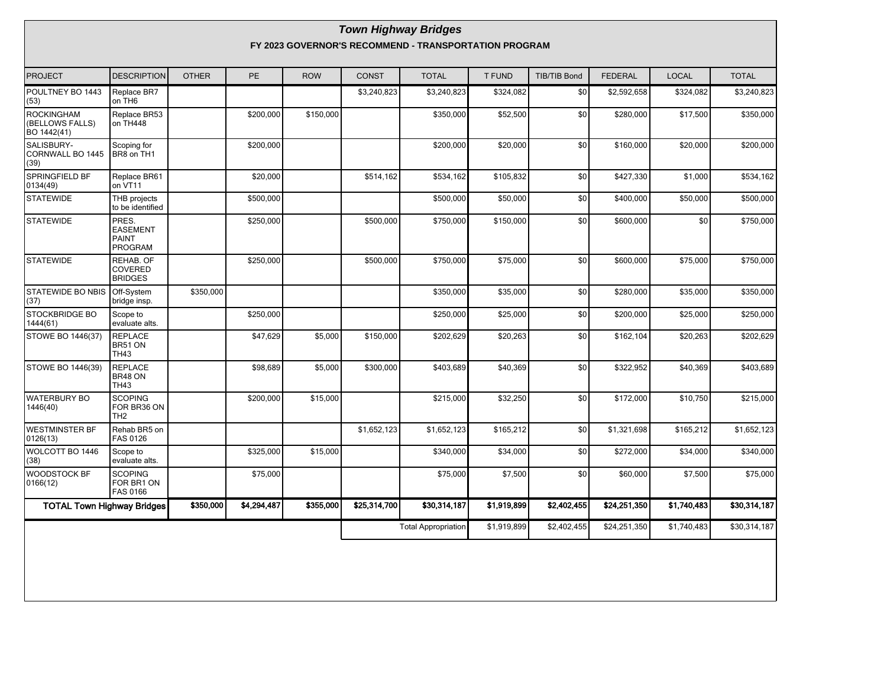## *Town Highway Bridges*

### FY 2023 GOVERNOR'S RECOMMEND - TRANSPORTATION PROGRAM

| PROJECT | DESCRIPTION | OTHER | PE | ROW | CONST | TOTAL | T FUND | TIB/TIB Bond | FEDERAL | LOCAL | TOTAL |
|---|---|---|---|---|---|---|---|---|---|---|---|
| POULTNEY BO 1443 (53) | Replace BR7 on TH6 | | | | $3,240,823 | $3,240,823 | $324,082 | $0 | $2,592,658 | $324,082 | $3,240,823 |
| ROCKINGHAM (BELLOWS FALLS) BO 1442(41) | Replace BR53 on TH448 | | $200,000 | $150,000 | | $350,000 | $52,500 | $0 | $280,000 | $17,500 | $350,000 |
| SALISBURY-CORNWALL BO 1445 (39) | Scoping for BR8 on TH1 | | $200,000 | | | $200,000 | $20,000 | $0 | $160,000 | $20,000 | $200,000 |
| SPRINGFIELD BF 0134(49) | Replace BR61 on VT11 | | $20,000 | | $514,162 | $534,162 | $105,832 | $0 | $427,330 | $1,000 | $534,162 |
| STATEWIDE | THB projects to be identified | | $500,000 | | | $500,000 | $50,000 | $0 | $400,000 | $50,000 | $500,000 |
| STATEWIDE | PRES. EASEMENT PAINT PROGRAM | | $250,000 | | $500,000 | $750,000 | $150,000 | $0 | $600,000 | $0 | $750,000 |
| STATEWIDE | REHAB. OF COVERED BRIDGES | | $250,000 | | $500,000 | $750,000 | $75,000 | $0 | $600,000 | $75,000 | $750,000 |
| STATEWIDE BO NBIS (37) | Off-System bridge insp. | $350,000 | | | | $350,000 | $35,000 | $0 | $280,000 | $35,000 | $350,000 |
| STOCKBRIDGE BO 1444(61) | Scope to evaluate alts. | | $250,000 | | | $250,000 | $25,000 | $0 | $200,000 | $25,000 | $250,000 |
| STOWE BO 1446(37) | REPLACE BR51 ON TH43 | | $47,629 | $5,000 | $150,000 | $202,629 | $20,263 | $0 | $162,104 | $20,263 | $202,629 |
| STOWE BO 1446(39) | REPLACE BR48 ON TH43 | | $98,689 | $5,000 | $300,000 | $403,689 | $40,369 | $0 | $322,952 | $40,369 | $403,689 |
| WATERBURY BO 1446(40) | SCOPING FOR BR36 ON TH2 | | $200,000 | $15,000 | | $215,000 | $32,250 | $0 | $172,000 | $10,750 | $215,000 |
| WESTMINSTER BF 0126(13) | Rehab BR5 on FAS 0126 | | | | $1,652,123 | $1,652,123 | $165,212 | $0 | $1,321,698 | $165,212 | $1,652,123 |
| WOLCOTT BO 1446 (38) | Scope to evaluate alts. | | $325,000 | $15,000 | | $340,000 | $34,000 | $0 | $272,000 | $34,000 | $340,000 |
| WOODSTOCK BF 0166(12) | SCOPING FOR BR1 ON FAS 0166 | | $75,000 | | | $75,000 | $7,500 | $0 | $60,000 | $7,500 | $75,000 |
| **TOTAL Town Highway Bridges** | | **$350,000** | **$4,294,487** | **$355,000** | **$25,314,700** | **$30,314,187** | **$1,919,899** | **$2,402,455** | **$24,251,350** | **$1,740,483** | **$30,314,187** |
| | | | | | | Total Appropriation | $1,919,899 | $2,402,455 | $24,251,350 | $1,740,483 | $30,314,187 |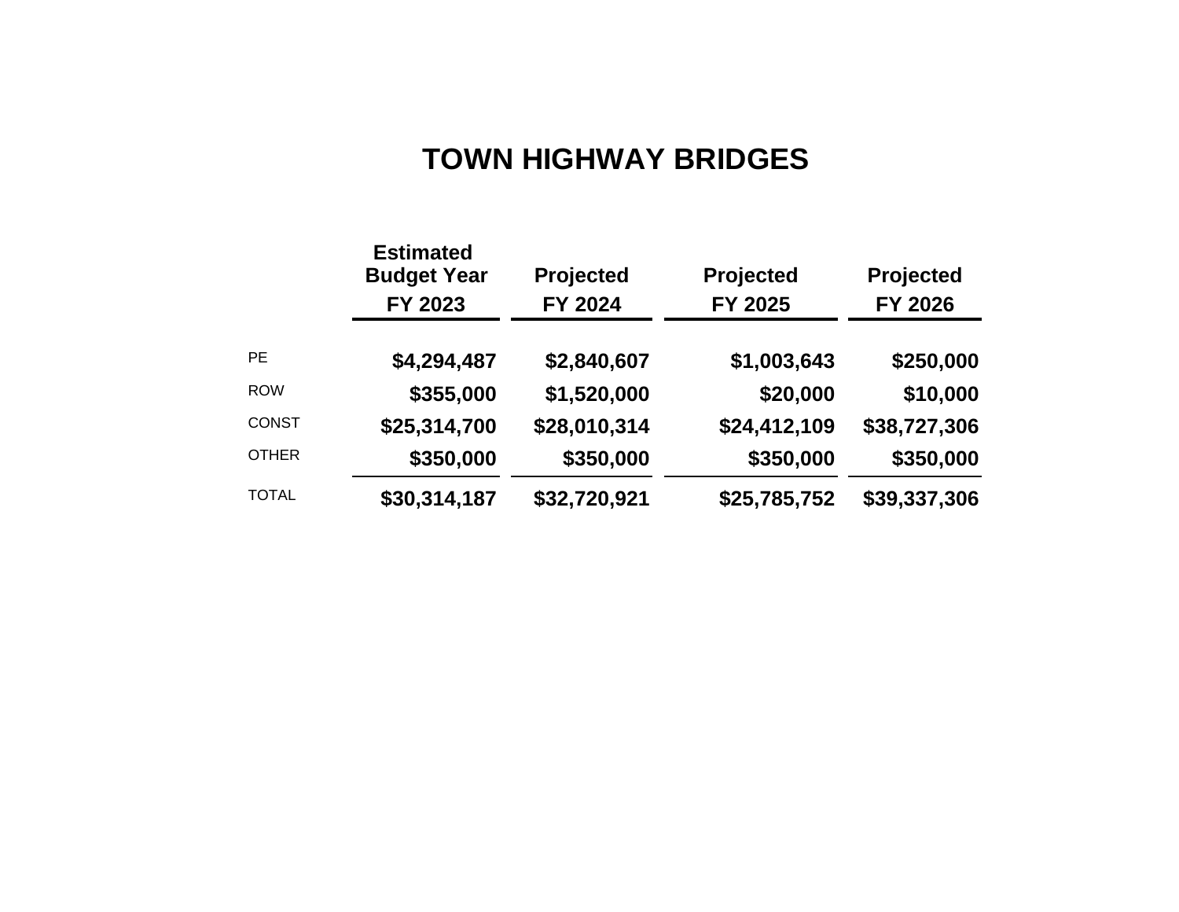# TOWN HIGHWAY BRIDGES

| | Estimated Budget Year FY 2023 | Projected FY 2024 | Projected FY 2025 | Projected FY 2026 |
|---|---|---|---|---|
| PE | **$4,294,487** | **$2,840,607** | **$1,003,643** | **$250,000** |
| ROW | **$355,000** | **$1,520,000** | **$20,000** | **$10,000** |
| CONST | **$25,314,700** | **$28,010,314** | **$24,412,109** | **$38,727,306** |
| OTHER | **$350,000** | **$350,000** | **$350,000** | **$350,000** |
| TOTAL | **$30,314,187** | **$32,720,921** | **$25,785,752** | **$39,337,306** |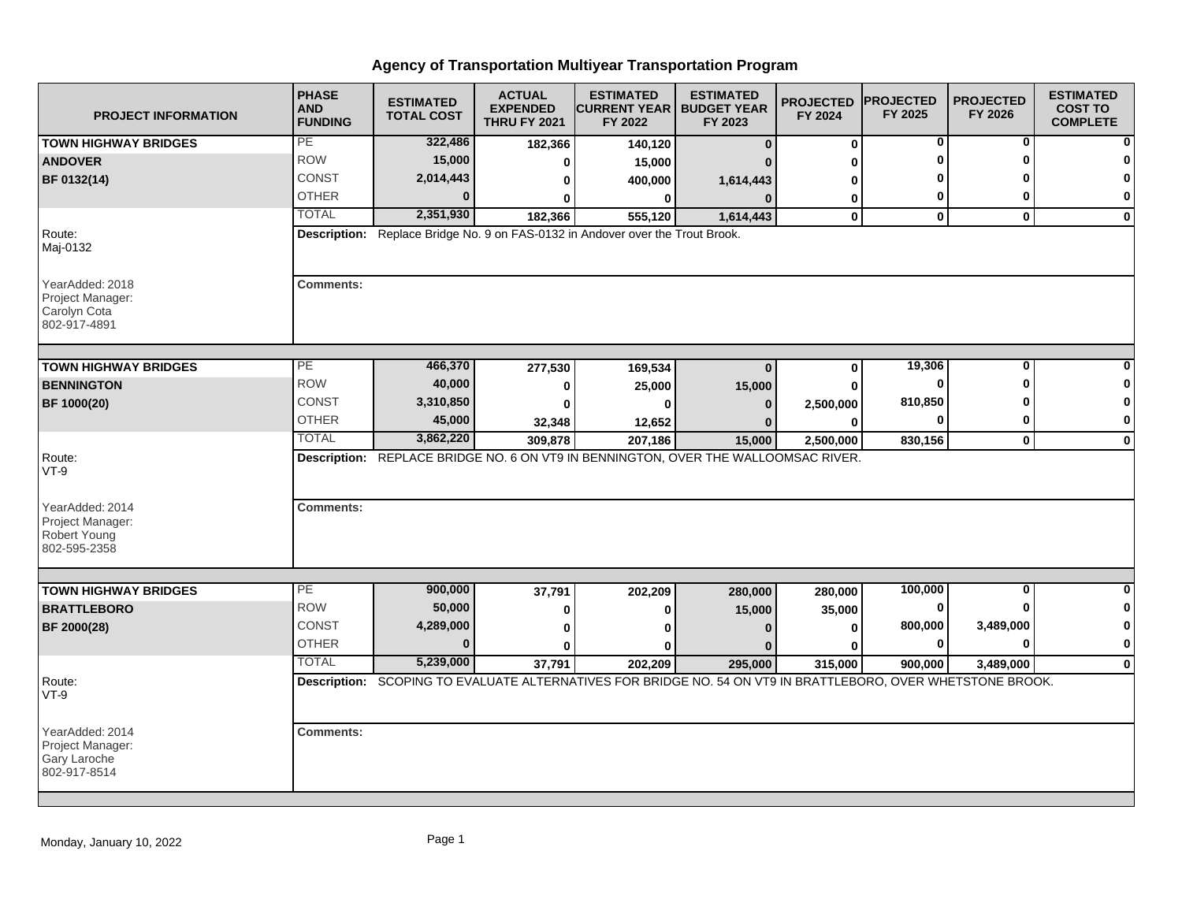# Agency of Transportation Multiyear Transportation Program

| PROJECT INFORMATION | PHASE AND FUNDING | ESTIMATED TOTAL COST | ACTUAL EXPENDED THRU FY 2021 | ESTIMATED CURRENT YEAR FY 2022 | ESTIMATED BUDGET YEAR FY 2023 | PROJECTED FY 2024 | PROJECTED FY 2025 | PROJECTED FY 2026 | ESTIMATED COST TO COMPLETE |
|---|---|---|---|---|---|---|---|---|---|
| **TOWN HIGHWAY BRIDGES** | PE | **322,486** | **182,366** | **140,120** | **0** | **0** | **0** | **0** | **0** |
| **ANDOVER** | ROW | **15,000** | **0** | **15,000** | **0** | **0** | **0** | **0** | **0** |
| **BF 0132(14)** | CONST | **2,014,443** | **0** | **400,000** | **1,614,443** | **0** | **0** | **0** | **0** |
| | OTHER | **0** | **0** | **0** | **0** | **0** | **0** | **0** | **0** |
| | TOTAL | **2,351,930** | **182,366** | **555,120** | **1,614,443** | **0** | **0** | **0** | **0** |
| Route: Maj-0132 | **Description:** Replace Bridge No. 9 on FAS-0132 in Andover over the Trout Brook. | | | | | | | | |
| YearAdded: 2018 Project Manager: Carolyn Cota 802-917-4891 | **Comments:** | | | | | | | | |
| **TOWN HIGHWAY BRIDGES** | PE | **466,370** | **277,530** | **169,534** | **0** | **0** | **19,306** | **0** | **0** |
| **BENNINGTON** | ROW | **40,000** | **0** | **25,000** | **15,000** | **0** | **0** | **0** | **0** |
| **BF 1000(20)** | CONST | **3,310,850** | **0** | **0** | **0** | **2,500,000** | **810,850** | **0** | **0** |
| | OTHER | **45,000** | **32,348** | **12,652** | **0** | **0** | **0** | **0** | **0** |
| | TOTAL | **3,862,220** | **309,878** | **207,186** | **15,000** | **2,500,000** | **830,156** | **0** | **0** |
| Route: VT-9 | **Description:** REPLACE BRIDGE NO. 6 ON VT9 IN BENNINGTON, OVER THE WALLOOMSAC RIVER. | | | | | | | | |
| YearAdded: 2014 Project Manager: Robert Young 802-595-2358 | **Comments:** | | | | | | | | |
| **TOWN HIGHWAY BRIDGES** | PE | **900,000** | **37,791** | **202,209** | **280,000** | **280,000** | **100,000** | **0** | **0** |
| **BRATTLEBORO** | ROW | **50,000** | **0** | **0** | **15,000** | **35,000** | **0** | **0** | **0** |
| **BF 2000(28)** | CONST | **4,289,000** | **0** | **0** | **0** | **0** | **800,000** | **3,489,000** | **0** |
| | OTHER | **0** | **0** | **0** | **0** | **0** | **0** | **0** | **0** |
| | TOTAL | **5,239,000** | **37,791** | **202,209** | **295,000** | **315,000** | **900,000** | **3,489,000** | **0** |
| Route: VT-9 | **Description:** SCOPING TO EVALUATE ALTERNATIVES FOR BRIDGE NO. 54 ON VT9 IN BRATTLEBORO, OVER WHETSTONE BROOK. | | | | | | | | |
| YearAdded: 2014 Project Manager: Gary Laroche 802-917-8514 | **Comments:** | | | | | | | | |

Monday, January 10, 2022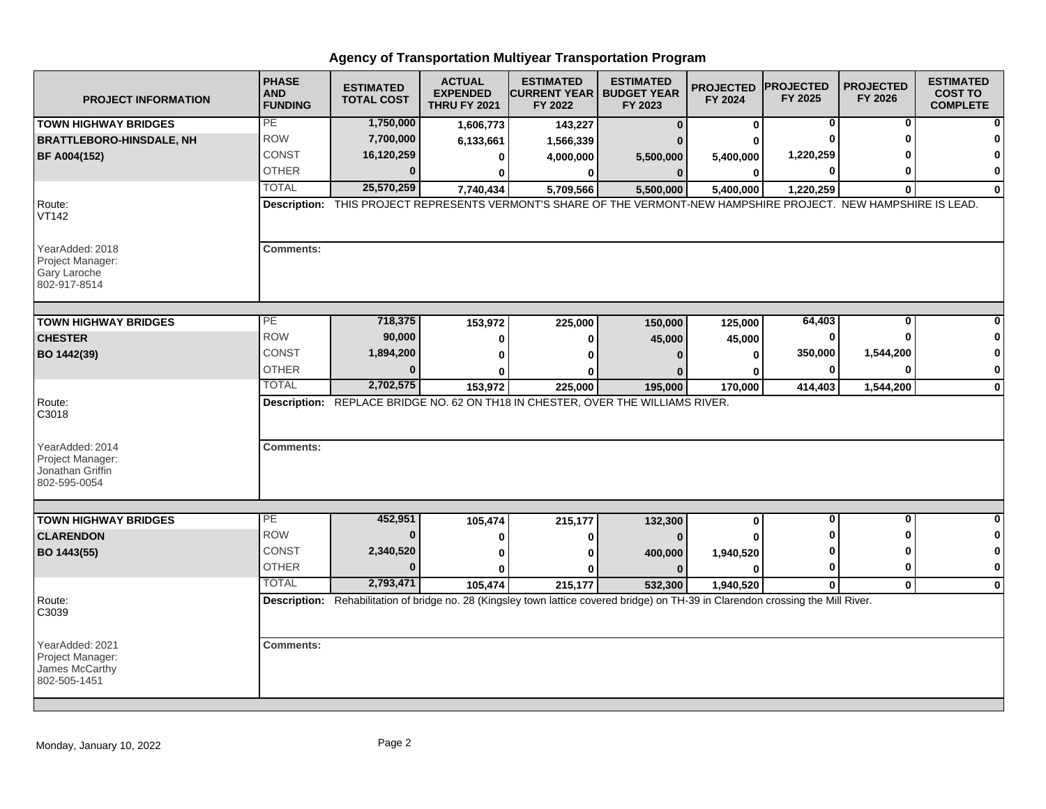# Agency of Transportation Multiyear Transportation Program

| PROJECT INFORMATION | PHASE AND FUNDING | ESTIMATED TOTAL COST | ACTUAL EXPENDED THRU FY 2021 | ESTIMATED CURRENT YEAR FY 2022 | ESTIMATED BUDGET YEAR FY 2023 | PROJECTED FY 2024 | PROJECTED FY 2025 | PROJECTED FY 2026 | ESTIMATED COST TO COMPLETE |
|---|---|---|---|---|---|---|---|---|---|
| **TOWN HIGHWAY BRIDGES** | PE | 1,750,000 | 1,606,773 | 143,227 | 0 | 0 | 0 | 0 | 0 |
| **BRATTLEBORO-HINSDALE, NH** | ROW | 7,700,000 | 6,133,661 | 1,566,339 | 0 | 0 | 0 | 0 | 0 |
| **BF A004(152)** | CONST | 16,120,259 | 0 | 4,000,000 | 5,500,000 | 5,400,000 | 1,220,259 | 0 | 0 |
| | OTHER | 0 | 0 | 0 | 0 | 0 | 0 | 0 | 0 |
| | TOTAL | 25,570,259 | 7,740,434 | 5,709,566 | 5,500,000 | 5,400,000 | 1,220,259 | 0 | 0 |
| Route: VT142 | **Description:** THIS PROJECT REPRESENTS VERMONT'S SHARE OF THE VERMONT-NEW HAMPSHIRE PROJECT. NEW HAMPSHIRE IS LEAD. | | | | | | | | |
| YearAdded: 2018 Project Manager: Gary Laroche 802-917-8514 | **Comments:** | | | | | | | | |
| **TOWN HIGHWAY BRIDGES** | PE | 718,375 | 153,972 | 225,000 | 150,000 | 125,000 | 64,403 | 0 | 0 |
| **CHESTER** | ROW | 90,000 | 0 | 0 | 45,000 | 45,000 | 0 | 0 | 0 |
| **BO 1442(39)** | CONST | 1,894,200 | 0 | 0 | 0 | 0 | 350,000 | 1,544,200 | 0 |
| | OTHER | 0 | 0 | 0 | 0 | 0 | 0 | 0 | 0 |
| | TOTAL | 2,702,575 | 153,972 | 225,000 | 195,000 | 170,000 | 414,403 | 1,544,200 | 0 |
| Route: C3018 | **Description:** REPLACE BRIDGE NO. 62 ON TH18 IN CHESTER, OVER THE WILLIAMS RIVER. | | | | | | | | |
| YearAdded: 2014 Project Manager: Jonathan Griffin 802-595-0054 | **Comments:** | | | | | | | | |
| **TOWN HIGHWAY BRIDGES** | PE | 452,951 | 105,474 | 215,177 | 132,300 | 0 | 0 | 0 | 0 |
| **CLARENDON** | ROW | 0 | 0 | 0 | 0 | 0 | 0 | 0 | 0 |
| **BO 1443(55)** | CONST | 2,340,520 | 0 | 0 | 400,000 | 1,940,520 | 0 | 0 | 0 |
| | OTHER | 0 | 0 | 0 | 0 | 0 | 0 | 0 | 0 |
| | TOTAL | 2,793,471 | 105,474 | 215,177 | 532,300 | 1,940,520 | 0 | 0 | 0 |
| Route: C3039 | **Description:** Rehabilitation of bridge no. 28 (Kingsley town lattice covered bridge) on TH-39 in Clarendon crossing the Mill River. | | | | | | | | |
| YearAdded: 2021 Project Manager: James McCarthy 802-505-1451 | **Comments:** | | | | | | | | |

Monday, January 10, 2022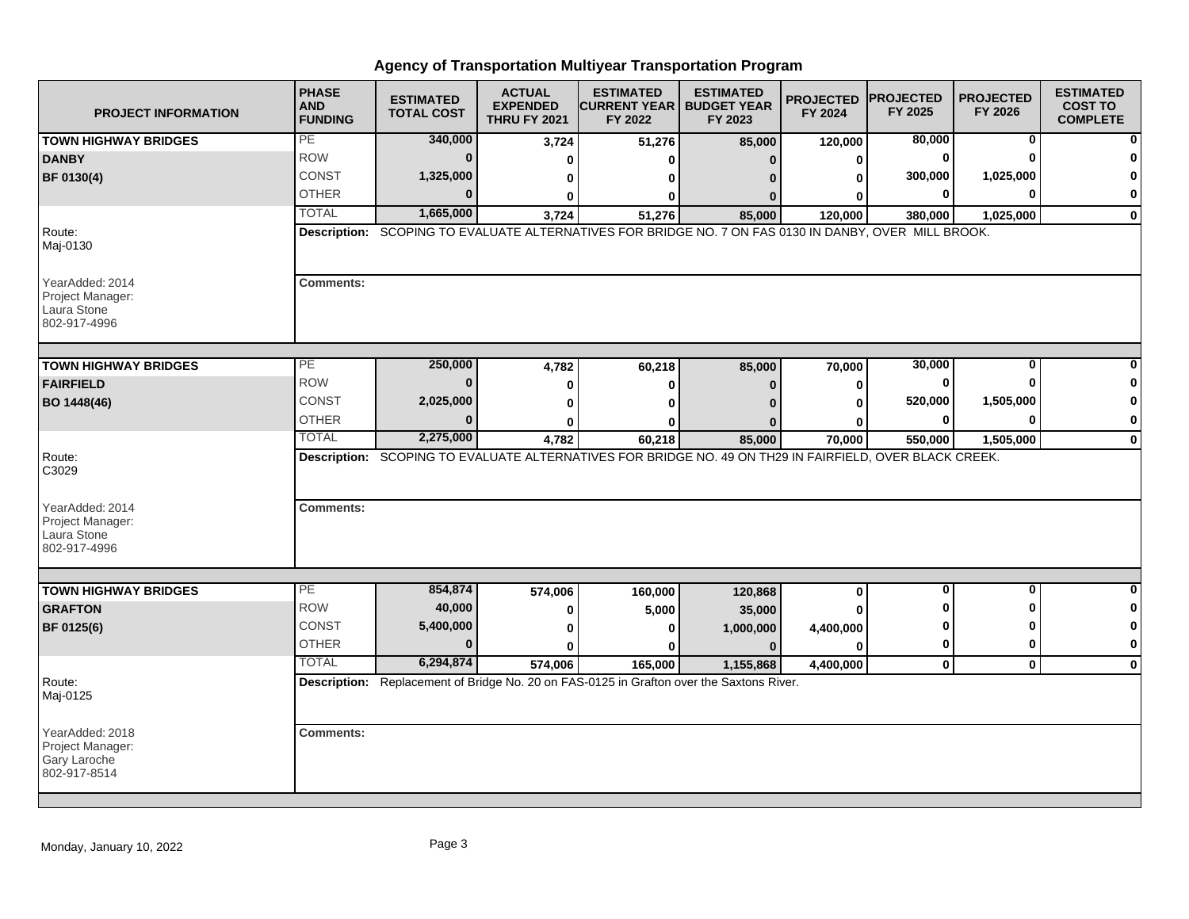# Agency of Transportation Multiyear Transportation Program

| PROJECT INFORMATION | PHASE AND FUNDING | ESTIMATED TOTAL COST | ACTUAL EXPENDED THRU FY 2021 | ESTIMATED CURRENT YEAR FY 2022 | ESTIMATED BUDGET YEAR FY 2023 | PROJECTED FY 2024 | PROJECTED FY 2025 | PROJECTED FY 2026 | ESTIMATED COST TO COMPLETE |
|---|---|---|---|---|---|---|---|---|---|
| **TOWN HIGHWAY BRIDGES** | PE | 340,000 | 3,724 | 51,276 | 85,000 | 120,000 | 80,000 | 0 | 0 |
| **DANBY** | ROW | 0 | 0 | 0 | 0 | 0 | 0 | 0 | 0 |
| **BF 0130(4)** | CONST | 1,325,000 | 0 | 0 | 0 | 0 | 300,000 | 1,025,000 | 0 |
| | OTHER | 0 | 0 | 0 | 0 | 0 | 0 | 0 | 0 |
| | TOTAL | 1,665,000 | 3,724 | 51,276 | 85,000 | 120,000 | 380,000 | 1,025,000 | 0 |

Route: Maj-0130

**Description:** SCOPING TO EVALUATE ALTERNATIVES FOR BRIDGE NO. 7 ON FAS 0130 IN DANBY, OVER MILL BROOK.

YearAdded: 2014
Project Manager: Laura Stone
802-917-4996

**Comments:**

| PROJECT INFORMATION | PHASE AND FUNDING | ESTIMATED TOTAL COST | ACTUAL EXPENDED THRU FY 2021 | ESTIMATED CURRENT YEAR FY 2022 | ESTIMATED BUDGET YEAR FY 2023 | PROJECTED FY 2024 | PROJECTED FY 2025 | PROJECTED FY 2026 | ESTIMATED COST TO COMPLETE |
|---|---|---|---|---|---|---|---|---|---|
| **TOWN HIGHWAY BRIDGES** | PE | 250,000 | 4,782 | 60,218 | 85,000 | 70,000 | 30,000 | 0 | 0 |
| **FAIRFIELD** | ROW | 0 | 0 | 0 | 0 | 0 | 0 | 0 | 0 |
| **BO 1448(46)** | CONST | 2,025,000 | 0 | 0 | 0 | 0 | 520,000 | 1,505,000 | 0 |
| | OTHER | 0 | 0 | 0 | 0 | 0 | 0 | 0 | 0 |
| | TOTAL | 2,275,000 | 4,782 | 60,218 | 85,000 | 70,000 | 550,000 | 1,505,000 | 0 |

Route: C3029

**Description:** SCOPING TO EVALUATE ALTERNATIVES FOR BRIDGE NO. 49 ON TH29 IN FAIRFIELD, OVER BLACK CREEK.

YearAdded: 2014
Project Manager: Laura Stone
802-917-4996

**Comments:**

| PROJECT INFORMATION | PHASE AND FUNDING | ESTIMATED TOTAL COST | ACTUAL EXPENDED THRU FY 2021 | ESTIMATED CURRENT YEAR FY 2022 | ESTIMATED BUDGET YEAR FY 2023 | PROJECTED FY 2024 | PROJECTED FY 2025 | PROJECTED FY 2026 | ESTIMATED COST TO COMPLETE |
|---|---|---|---|---|---|---|---|---|---|
| **TOWN HIGHWAY BRIDGES** | PE | 854,874 | 574,006 | 160,000 | 120,868 | 0 | 0 | 0 | 0 |
| **GRAFTON** | ROW | 40,000 | 0 | 5,000 | 35,000 | 0 | 0 | 0 | 0 |
| **BF 0125(6)** | CONST | 5,400,000 | 0 | 0 | 1,000,000 | 4,400,000 | 0 | 0 | 0 |
| | OTHER | 0 | 0 | 0 | 0 | 0 | 0 | 0 | 0 |
| | TOTAL | 6,294,874 | 574,006 | 165,000 | 1,155,868 | 4,400,000 | 0 | 0 | 0 |

Route: Maj-0125

**Description:** Replacement of Bridge No. 20 on FAS-0125 in Grafton over the Saxtons River.

YearAdded: 2018
Project Manager: Gary Laroche
802-917-8514

**Comments:**

Monday, January 10, 2022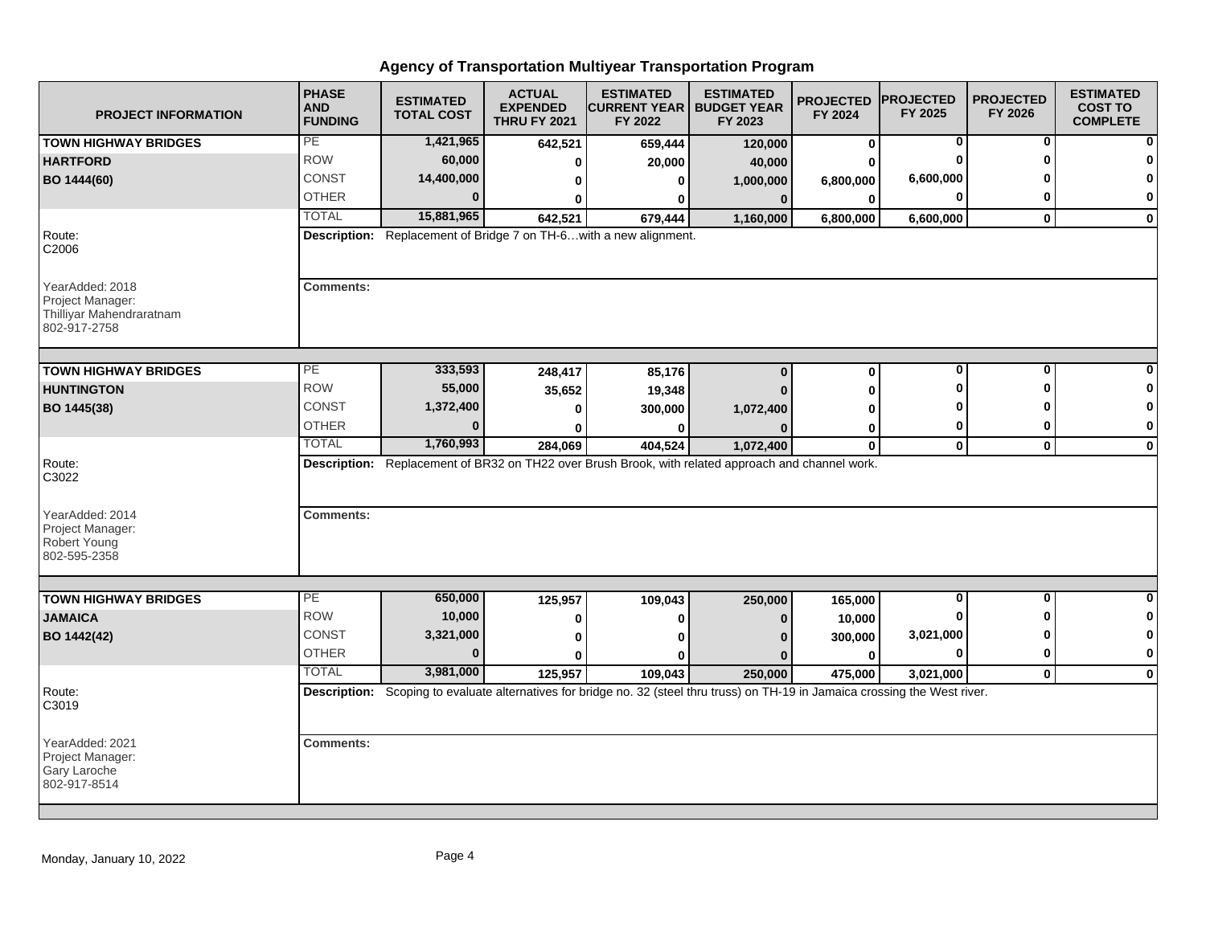# Agency of Transportation Multiyear Transportation Program

| PROJECT INFORMATION | PHASE AND FUNDING | ESTIMATED TOTAL COST | ACTUAL EXPENDED THRU FY 2021 | ESTIMATED CURRENT YEAR FY 2022 | ESTIMATED BUDGET YEAR FY 2023 | PROJECTED FY 2024 | PROJECTED FY 2025 | PROJECTED FY 2026 | ESTIMATED COST TO COMPLETE |
|---|---|---|---|---|---|---|---|---|---|
| **TOWN HIGHWAY BRIDGES** | PE | 1,421,965 | 642,521 | 659,444 | 120,000 | 0 | 0 | 0 | 0 |
| **HARTFORD** | ROW | 60,000 | 0 | 20,000 | 40,000 | 0 | 0 | 0 | 0 |
| **BO 1444(60)** | CONST | 14,400,000 | 0 | 0 | 1,000,000 | 6,800,000 | 6,600,000 | 0 | 0 |
| | OTHER | 0 | 0 | 0 | 0 | 0 | 0 | 0 | 0 |
| | TOTAL | 15,881,965 | 642,521 | 679,444 | 1,160,000 | 6,800,000 | 6,600,000 | 0 | 0 |

Route: C2006

**Description:** Replacement of Bridge 7 on TH-6…with a new alignment.

YearAdded: 2018
Project Manager: Thilliyar Mahendraratnam
802-917-2758

**Comments:**

| PROJECT INFORMATION | PHASE AND FUNDING | ESTIMATED TOTAL COST | ACTUAL EXPENDED THRU FY 2021 | ESTIMATED CURRENT YEAR FY 2022 | ESTIMATED BUDGET YEAR FY 2023 | PROJECTED FY 2024 | PROJECTED FY 2025 | PROJECTED FY 2026 | ESTIMATED COST TO COMPLETE |
|---|---|---|---|---|---|---|---|---|---|
| **TOWN HIGHWAY BRIDGES** | PE | 333,593 | 248,417 | 85,176 | 0 | 0 | 0 | 0 | 0 |
| **HUNTINGTON** | ROW | 55,000 | 35,652 | 19,348 | 0 | 0 | 0 | 0 | 0 |
| **BO 1445(38)** | CONST | 1,372,400 | 0 | 300,000 | 1,072,400 | 0 | 0 | 0 | 0 |
| | OTHER | 0 | 0 | 0 | 0 | 0 | 0 | 0 | 0 |
| | TOTAL | 1,760,993 | 284,069 | 404,524 | 1,072,400 | 0 | 0 | 0 | 0 |

Route: C3022

**Description:** Replacement of BR32 on TH22 over Brush Brook, with related approach and channel work.

YearAdded: 2014
Project Manager: Robert Young
802-595-2358

**Comments:**

| PROJECT INFORMATION | PHASE AND FUNDING | ESTIMATED TOTAL COST | ACTUAL EXPENDED THRU FY 2021 | ESTIMATED CURRENT YEAR FY 2022 | ESTIMATED BUDGET YEAR FY 2023 | PROJECTED FY 2024 | PROJECTED FY 2025 | PROJECTED FY 2026 | ESTIMATED COST TO COMPLETE |
|---|---|---|---|---|---|---|---|---|---|
| **TOWN HIGHWAY BRIDGES** | PE | 650,000 | 125,957 | 109,043 | 250,000 | 165,000 | 0 | 0 | 0 |
| **JAMAICA** | ROW | 10,000 | 0 | 0 | 0 | 10,000 | 0 | 0 | 0 |
| **BO 1442(42)** | CONST | 3,321,000 | 0 | 0 | 0 | 300,000 | 3,021,000 | 0 | 0 |
| | OTHER | 0 | 0 | 0 | 0 | 0 | 0 | 0 | 0 |
| | TOTAL | 3,981,000 | 125,957 | 109,043 | 250,000 | 475,000 | 3,021,000 | 0 | 0 |

Route: C3019

**Description:** Scoping to evaluate alternatives for bridge no. 32 (steel thru truss) on TH-19 in Jamaica crossing the West river.

YearAdded: 2021
Project Manager: Gary Laroche
802-917-8514

**Comments:**

Monday, January 10, 2022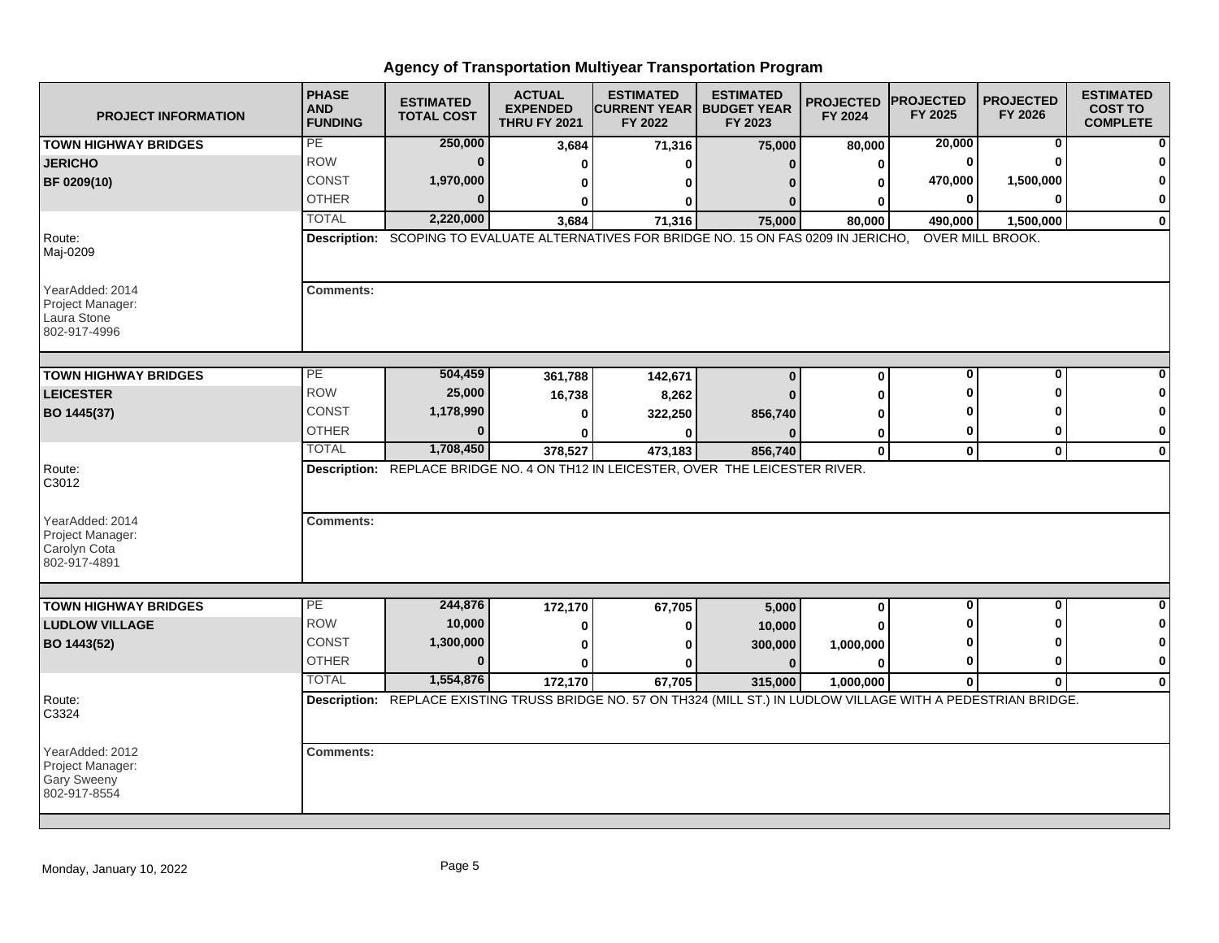# Agency of Transportation Multiyear Transportation Program

| PROJECT INFORMATION | PHASE AND FUNDING | ESTIMATED TOTAL COST | ACTUAL EXPENDED THRU FY 2021 | ESTIMATED CURRENT YEAR FY 2022 | ESTIMATED BUDGET YEAR FY 2023 | PROJECTED FY 2024 | PROJECTED FY 2025 | PROJECTED FY 2026 | ESTIMATED COST TO COMPLETE |
|---|---|---|---|---|---|---|---|---|---|
| **TOWN HIGHWAY BRIDGES** | PE | 250,000 | 3,684 | 71,316 | 75,000 | 80,000 | 20,000 | 0 | 0 |
| **JERICHO** | ROW | 0 | 0 | 0 | 0 | 0 | 0 | 0 | 0 |
| **BF 0209(10)** | CONST | 1,970,000 | 0 | 0 | 0 | 0 | 470,000 | 1,500,000 | 0 |
| | OTHER | 0 | 0 | 0 | 0 | 0 | 0 | 0 | 0 |
| | TOTAL | 2,220,000 | 3,684 | 71,316 | 75,000 | 80,000 | 490,000 | 1,500,000 | 0 |

Route: Maj-0209

YearAdded: 2014
Project Manager: Laura Stone
802-917-4996

**Description:** SCOPING TO EVALUATE ALTERNATIVES FOR BRIDGE NO. 15 ON FAS 0209 IN JERICHO, OVER MILL BROOK.

**Comments:**

| PROJECT INFORMATION | PHASE AND FUNDING | ESTIMATED TOTAL COST | ACTUAL EXPENDED THRU FY 2021 | ESTIMATED CURRENT YEAR FY 2022 | ESTIMATED BUDGET YEAR FY 2023 | PROJECTED FY 2024 | PROJECTED FY 2025 | PROJECTED FY 2026 | ESTIMATED COST TO COMPLETE |
|---|---|---|---|---|---|---|---|---|---|
| **TOWN HIGHWAY BRIDGES** | PE | 504,459 | 361,788 | 142,671 | 0 | 0 | 0 | 0 | 0 |
| **LEICESTER** | ROW | 25,000 | 16,738 | 8,262 | 0 | 0 | 0 | 0 | 0 |
| **BO 1445(37)** | CONST | 1,178,990 | 0 | 322,250 | 856,740 | 0 | 0 | 0 | 0 |
| | OTHER | 0 | 0 | 0 | 0 | 0 | 0 | 0 | 0 |
| | TOTAL | 1,708,450 | 378,527 | 473,183 | 856,740 | 0 | 0 | 0 | 0 |

Route: C3012

YearAdded: 2014
Project Manager: Carolyn Cota
802-917-4891

**Description:** REPLACE BRIDGE NO. 4 ON TH12 IN LEICESTER, OVER THE LEICESTER RIVER.

**Comments:**

| PROJECT INFORMATION | PHASE AND FUNDING | ESTIMATED TOTAL COST | ACTUAL EXPENDED THRU FY 2021 | ESTIMATED CURRENT YEAR FY 2022 | ESTIMATED BUDGET YEAR FY 2023 | PROJECTED FY 2024 | PROJECTED FY 2025 | PROJECTED FY 2026 | ESTIMATED COST TO COMPLETE |
|---|---|---|---|---|---|---|---|---|---|
| **TOWN HIGHWAY BRIDGES** | PE | 244,876 | 172,170 | 67,705 | 5,000 | 0 | 0 | 0 | 0 |
| **LUDLOW VILLAGE** | ROW | 10,000 | 0 | 0 | 10,000 | 0 | 0 | 0 | 0 |
| **BO 1443(52)** | CONST | 1,300,000 | 0 | 0 | 300,000 | 1,000,000 | 0 | 0 | 0 |
| | OTHER | 0 | 0 | 0 | 0 | 0 | 0 | 0 | 0 |
| | TOTAL | 1,554,876 | 172,170 | 67,705 | 315,000 | 1,000,000 | 0 | 0 | 0 |

Route: C3324

YearAdded: 2012
Project Manager: Gary Sweeny
802-917-8554

**Description:** REPLACE EXISTING TRUSS BRIDGE NO. 57 ON TH324 (MILL ST.) IN LUDLOW VILLAGE WITH A PEDESTRIAN BRIDGE.

**Comments:**

Monday, January 10, 2022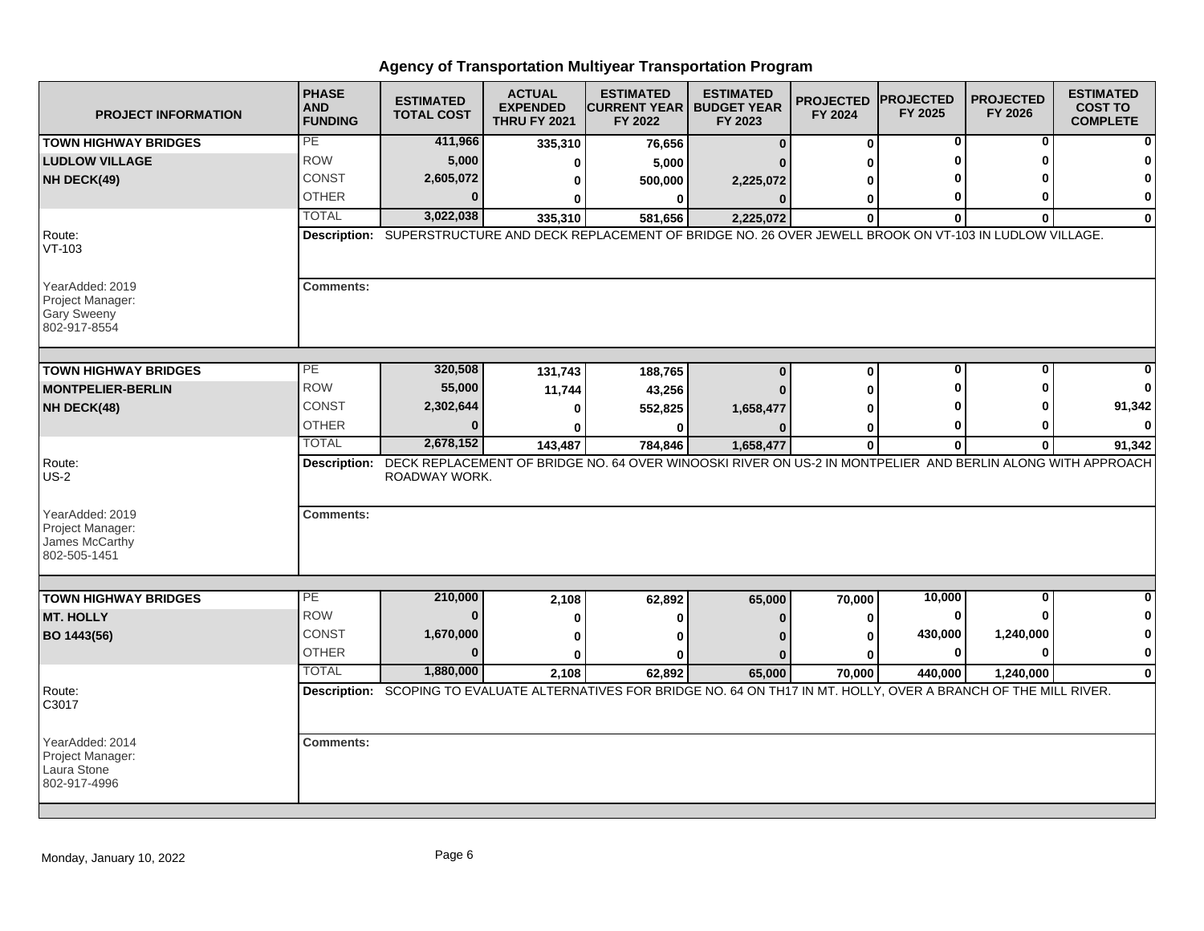# Agency of Transportation Multiyear Transportation Program

| PROJECT INFORMATION | PHASE AND FUNDING | ESTIMATED TOTAL COST | ACTUAL EXPENDED THRU FY 2021 | ESTIMATED CURRENT YEAR FY 2022 | ESTIMATED BUDGET YEAR FY 2023 | PROJECTED FY 2024 | PROJECTED FY 2025 | PROJECTED FY 2026 | ESTIMATED COST TO COMPLETE |
|---|---|---|---|---|---|---|---|---|---|
| **TOWN HIGHWAY BRIDGES** | PE | 411,966 | 335,310 | 76,656 | 0 | 0 | 0 | 0 | 0 |
| **LUDLOW VILLAGE** | ROW | 5,000 | 0 | 5,000 | 0 | 0 | 0 | 0 | 0 |
| **NH DECK(49)** | CONST | 2,605,072 | 0 | 500,000 | 2,225,072 | 0 | 0 | 0 | 0 |
| | OTHER | 0 | 0 | 0 | 0 | 0 | 0 | 0 | 0 |
| | TOTAL | 3,022,038 | 335,310 | 581,656 | 2,225,072 | 0 | 0 | 0 | 0 |

Route: VT-103

**Description:** SUPERSTRUCTURE AND DECK REPLACEMENT OF BRIDGE NO. 26 OVER JEWELL BROOK ON VT-103 IN LUDLOW VILLAGE.

YearAdded: 2019
Project Manager: Gary Sweeny
802-917-8554

**Comments:**

| PROJECT INFORMATION | PHASE AND FUNDING | ESTIMATED TOTAL COST | ACTUAL EXPENDED THRU FY 2021 | ESTIMATED CURRENT YEAR FY 2022 | ESTIMATED BUDGET YEAR FY 2023 | PROJECTED FY 2024 | PROJECTED FY 2025 | PROJECTED FY 2026 | ESTIMATED COST TO COMPLETE |
|---|---|---|---|---|---|---|---|---|---|
| **TOWN HIGHWAY BRIDGES** | PE | 320,508 | 131,743 | 188,765 | 0 | 0 | 0 | 0 | 0 |
| **MONTPELIER-BERLIN** | ROW | 55,000 | 11,744 | 43,256 | 0 | 0 | 0 | 0 | 0 |
| **NH DECK(48)** | CONST | 2,302,644 | 0 | 552,825 | 1,658,477 | 0 | 0 | 0 | 91,342 |
| | OTHER | 0 | 0 | 0 | 0 | 0 | 0 | 0 | 0 |
| | TOTAL | 2,678,152 | 143,487 | 784,846 | 1,658,477 | 0 | 0 | 0 | 91,342 |

Route: US-2

**Description:** DECK REPLACEMENT OF BRIDGE NO. 64 OVER WINOOSKI RIVER ON US-2 IN MONTPELIER AND BERLIN ALONG WITH APPROACH ROADWAY WORK.

YearAdded: 2019
Project Manager: James McCarthy
802-505-1451

**Comments:**

| PROJECT INFORMATION | PHASE AND FUNDING | ESTIMATED TOTAL COST | ACTUAL EXPENDED THRU FY 2021 | ESTIMATED CURRENT YEAR FY 2022 | ESTIMATED BUDGET YEAR FY 2023 | PROJECTED FY 2024 | PROJECTED FY 2025 | PROJECTED FY 2026 | ESTIMATED COST TO COMPLETE |
|---|---|---|---|---|---|---|---|---|---|
| **TOWN HIGHWAY BRIDGES** | PE | 210,000 | 2,108 | 62,892 | 65,000 | 70,000 | 10,000 | 0 | 0 |
| **MT. HOLLY** | ROW | 0 | 0 | 0 | 0 | 0 | 0 | 0 | 0 |
| **BO 1443(56)** | CONST | 1,670,000 | 0 | 0 | 0 | 0 | 430,000 | 1,240,000 | 0 |
| | OTHER | 0 | 0 | 0 | 0 | 0 | 0 | 0 | 0 |
| | TOTAL | 1,880,000 | 2,108 | 62,892 | 65,000 | 70,000 | 440,000 | 1,240,000 | 0 |

Route: C3017

**Description:** SCOPING TO EVALUATE ALTERNATIVES FOR BRIDGE NO. 64 ON TH17 IN MT. HOLLY, OVER A BRANCH OF THE MILL RIVER.

YearAdded: 2014
Project Manager: Laura Stone
802-917-4996

**Comments:**

Monday, January 10, 2022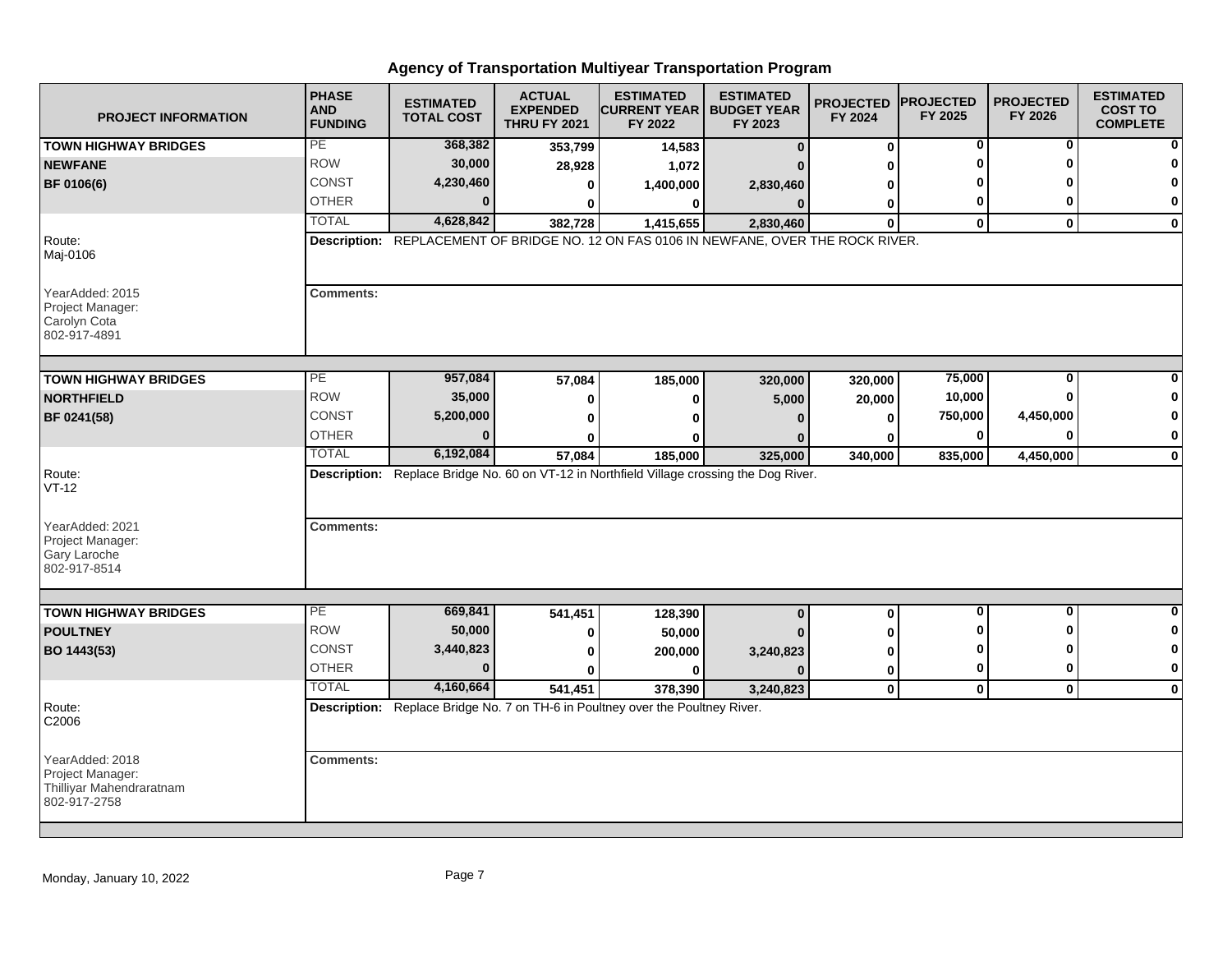# Agency of Transportation Multiyear Transportation Program

| PROJECT INFORMATION | PHASE AND FUNDING | ESTIMATED TOTAL COST | ACTUAL EXPENDED THRU FY 2021 | ESTIMATED CURRENT YEAR FY 2022 | ESTIMATED BUDGET YEAR FY 2023 | PROJECTED FY 2024 | PROJECTED FY 2025 | PROJECTED FY 2026 | ESTIMATED COST TO COMPLETE |
|---|---|---|---|---|---|---|---|---|---|
| **TOWN HIGHWAY BRIDGES** | PE | 368,382 | 353,799 | 14,583 | 0 | 0 | 0 | 0 | 0 |
| **NEWFANE** | ROW | 30,000 | 28,928 | 1,072 | 0 | 0 | 0 | 0 | 0 |
| **BF 0106(6)** | CONST | 4,230,460 | 0 | 1,400,000 | 2,830,460 | 0 | 0 | 0 | 0 |
| | OTHER | 0 | 0 | 0 | 0 | 0 | 0 | 0 | 0 |
| | TOTAL | 4,628,842 | 382,728 | 1,415,655 | 2,830,460 | 0 | 0 | 0 | 0 |
| Route: Maj-0106 | **Description:** REPLACEMENT OF BRIDGE NO. 12 ON FAS 0106 IN NEWFANE, OVER THE ROCK RIVER. | | | | | | | | |
| YearAdded: 2015 Project Manager: Carolyn Cota 802-917-4891 | **Comments:** | | | | | | | | |
| **TOWN HIGHWAY BRIDGES** | PE | 957,084 | 57,084 | 185,000 | 320,000 | 320,000 | 75,000 | 0 | 0 |
| **NORTHFIELD** | ROW | 35,000 | 0 | 0 | 5,000 | 20,000 | 10,000 | 0 | 0 |
| **BF 0241(58)** | CONST | 5,200,000 | 0 | 0 | 0 | 0 | 750,000 | 4,450,000 | 0 |
| | OTHER | 0 | 0 | 0 | 0 | 0 | 0 | 0 | 0 |
| | TOTAL | 6,192,084 | 57,084 | 185,000 | 325,000 | 340,000 | 835,000 | 4,450,000 | 0 |
| Route: VT-12 | **Description:** Replace Bridge No. 60 on VT-12 in Northfield Village crossing the Dog River. | | | | | | | | |
| YearAdded: 2021 Project Manager: Gary Laroche 802-917-8514 | **Comments:** | | | | | | | | |
| **TOWN HIGHWAY BRIDGES** | PE | 669,841 | 541,451 | 128,390 | 0 | 0 | 0 | 0 | 0 |
| **POULTNEY** | ROW | 50,000 | 0 | 50,000 | 0 | 0 | 0 | 0 | 0 |
| **BO 1443(53)** | CONST | 3,440,823 | 0 | 200,000 | 3,240,823 | 0 | 0 | 0 | 0 |
| | OTHER | 0 | 0 | 0 | 0 | 0 | 0 | 0 | 0 |
| | TOTAL | 4,160,664 | 541,451 | 378,390 | 3,240,823 | 0 | 0 | 0 | 0 |
| Route: C2006 | **Description:** Replace Bridge No. 7 on TH-6 in Poultney over the Poultney River. | | | | | | | | |
| YearAdded: 2018 Project Manager: Thilliyar Mahendraratnam 802-917-2758 | **Comments:** | | | | | | | | |

Monday, January 10, 2022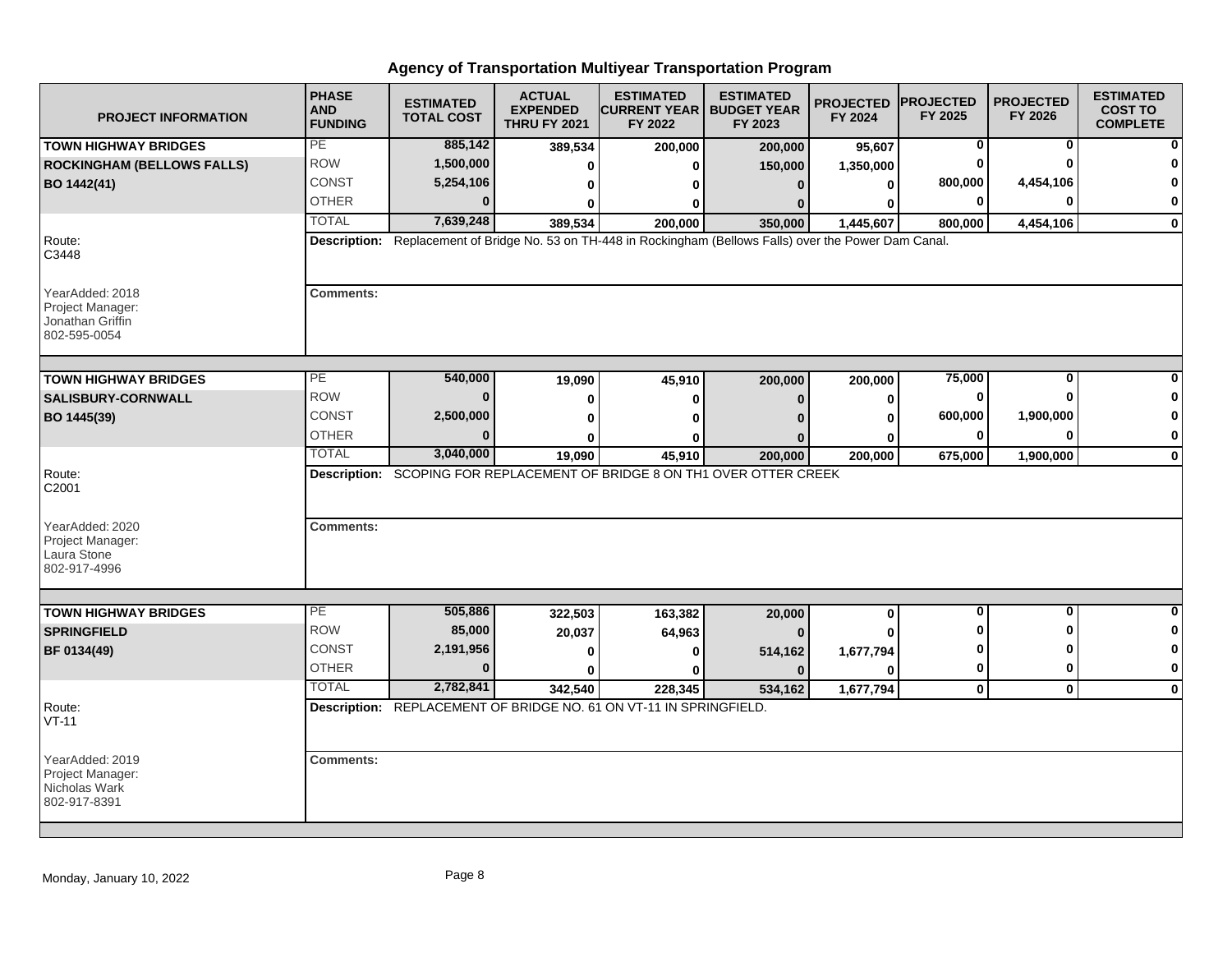# Agency of Transportation Multiyear Transportation Program

| PROJECT INFORMATION | PHASE AND FUNDING | ESTIMATED TOTAL COST | ACTUAL EXPENDED THRU FY 2021 | ESTIMATED CURRENT YEAR FY 2022 | ESTIMATED BUDGET YEAR FY 2023 | PROJECTED FY 2024 | PROJECTED FY 2025 | PROJECTED FY 2026 | ESTIMATED COST TO COMPLETE |
|---|---|---|---|---|---|---|---|---|---|
| **TOWN HIGHWAY BRIDGES** | PE | 885,142 | 389,534 | 200,000 | 200,000 | 95,607 | 0 | 0 | 0 |
| **ROCKINGHAM (BELLOWS FALLS)** | ROW | 1,500,000 | 0 | 0 | 150,000 | 1,350,000 | 0 | 0 | 0 |
| **BO 1442(41)** | CONST | 5,254,106 | 0 | 0 | 0 | 0 | 800,000 | 4,454,106 | 0 |
| | OTHER | 0 | 0 | 0 | 0 | 0 | 0 | 0 | 0 |
| | TOTAL | 7,639,248 | 389,534 | 200,000 | 350,000 | 1,445,607 | 800,000 | 4,454,106 | 0 |

Route: C3448

**Description:** Replacement of Bridge No. 53 on TH-448 in Rockingham (Bellows Falls) over the Power Dam Canal.

YearAdded: 2018
Project Manager: Jonathan Griffin
802-595-0054

**Comments:**

| PROJECT INFORMATION | PHASE AND FUNDING | ESTIMATED TOTAL COST | ACTUAL EXPENDED THRU FY 2021 | ESTIMATED CURRENT YEAR FY 2022 | ESTIMATED BUDGET YEAR FY 2023 | PROJECTED FY 2024 | PROJECTED FY 2025 | PROJECTED FY 2026 | ESTIMATED COST TO COMPLETE |
|---|---|---|---|---|---|---|---|---|---|
| **TOWN HIGHWAY BRIDGES** | PE | 540,000 | 19,090 | 45,910 | 200,000 | 200,000 | 75,000 | 0 | 0 |
| **SALISBURY-CORNWALL** | ROW | 0 | 0 | 0 | 0 | 0 | 0 | 0 | 0 |
| **BO 1445(39)** | CONST | 2,500,000 | 0 | 0 | 0 | 0 | 600,000 | 1,900,000 | 0 |
| | OTHER | 0 | 0 | 0 | 0 | 0 | 0 | 0 | 0 |
| | TOTAL | 3,040,000 | 19,090 | 45,910 | 200,000 | 200,000 | 675,000 | 1,900,000 | 0 |

Route: C2001

**Description:** SCOPING FOR REPLACEMENT OF BRIDGE 8 ON TH1 OVER OTTER CREEK

YearAdded: 2020
Project Manager: Laura Stone
802-917-4996

**Comments:**

| PROJECT INFORMATION | PHASE AND FUNDING | ESTIMATED TOTAL COST | ACTUAL EXPENDED THRU FY 2021 | ESTIMATED CURRENT YEAR FY 2022 | ESTIMATED BUDGET YEAR FY 2023 | PROJECTED FY 2024 | PROJECTED FY 2025 | PROJECTED FY 2026 | ESTIMATED COST TO COMPLETE |
|---|---|---|---|---|---|---|---|---|---|
| **TOWN HIGHWAY BRIDGES** | PE | 505,886 | 322,503 | 163,382 | 20,000 | 0 | 0 | 0 | 0 |
| **SPRINGFIELD** | ROW | 85,000 | 20,037 | 64,963 | 0 | 0 | 0 | 0 | 0 |
| **BF 0134(49)** | CONST | 2,191,956 | 0 | 0 | 514,162 | 1,677,794 | 0 | 0 | 0 |
| | OTHER | 0 | 0 | 0 | 0 | 0 | 0 | 0 | 0 |
| | TOTAL | 2,782,841 | 342,540 | 228,345 | 534,162 | 1,677,794 | 0 | 0 | 0 |

Route: VT-11

**Description:** REPLACEMENT OF BRIDGE NO. 61 ON VT-11 IN SPRINGFIELD.

YearAdded: 2019
Project Manager: Nicholas Wark
802-917-8391

**Comments:**

Monday, January 10, 2022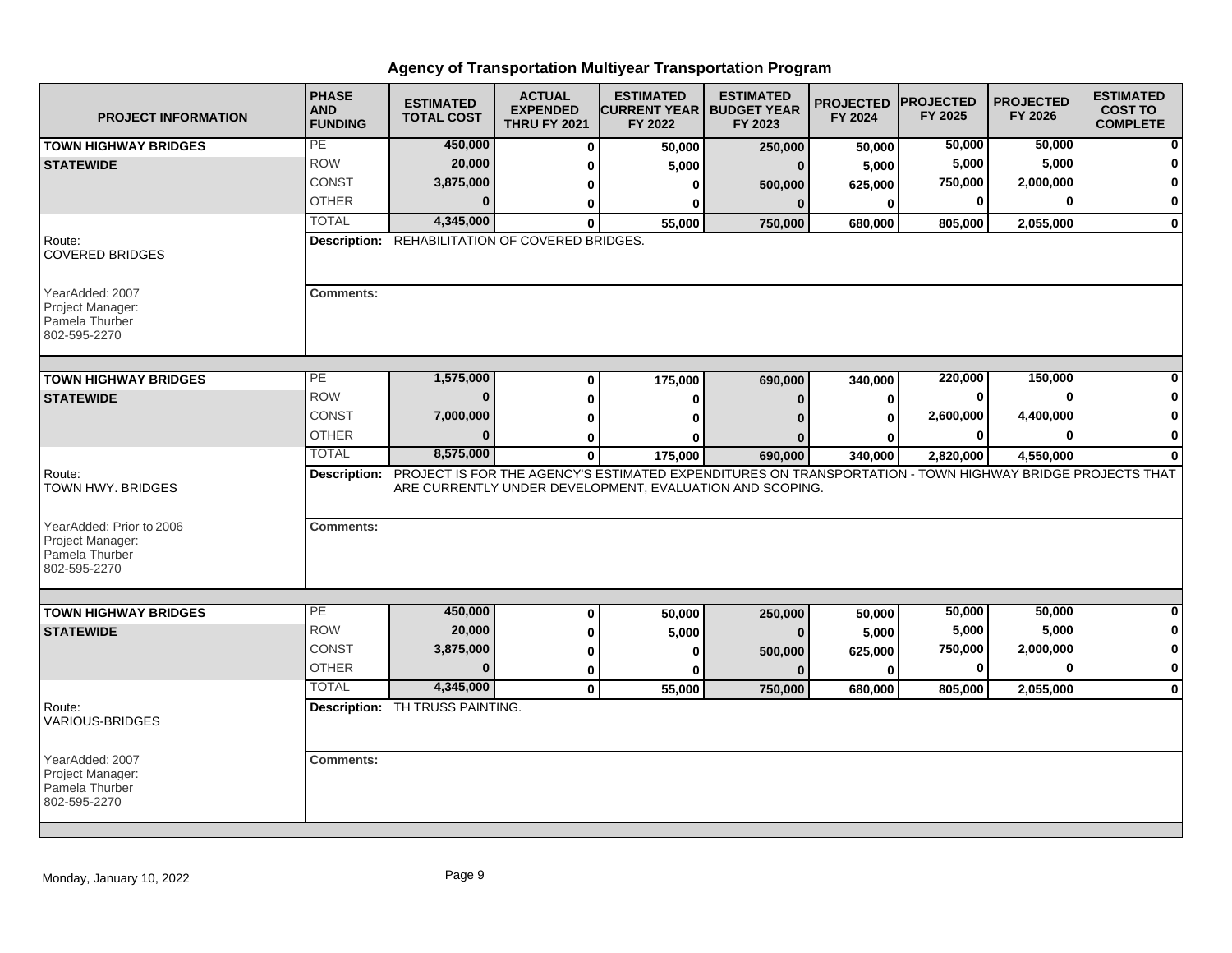## Agency of Transportation Multiyear Transportation Program

| PROJECT INFORMATION | PHASE AND FUNDING | ESTIMATED TOTAL COST | ACTUAL EXPENDED THRU FY 2021 | ESTIMATED CURRENT YEAR FY 2022 | ESTIMATED BUDGET YEAR FY 2023 | PROJECTED FY 2024 | PROJECTED FY 2025 | PROJECTED FY 2026 | ESTIMATED COST TO COMPLETE |
|---|---|---|---|---|---|---|---|---|---|
| **TOWN HIGHWAY BRIDGES** | PE | **450,000** | **0** | **50,000** | **250,000** | **50,000** | **50,000** | **50,000** | **0** |
| **STATEWIDE** | ROW | **20,000** | **0** | **5,000** | **0** | **5,000** | **5,000** | **5,000** | **0** |
| | CONST | **3,875,000** | **0** | **0** | **500,000** | **625,000** | **750,000** | **2,000,000** | **0** |
| | OTHER | **0** | **0** | **0** | **0** | **0** | **0** | **0** | **0** |
| | TOTAL | **4,345,000** | **0** | **55,000** | **750,000** | **680,000** | **805,000** | **2,055,000** | **0** |

Route: COVERED BRIDGES

**Description:** REHABILITATION OF COVERED BRIDGES.

YearAdded: 2007
Project Manager: Pamela Thurber
802-595-2270

**Comments:**

| PROJECT INFORMATION | PHASE AND FUNDING | ESTIMATED TOTAL COST | ACTUAL EXPENDED THRU FY 2021 | ESTIMATED CURRENT YEAR FY 2022 | ESTIMATED BUDGET YEAR FY 2023 | PROJECTED FY 2024 | PROJECTED FY 2025 | PROJECTED FY 2026 | ESTIMATED COST TO COMPLETE |
|---|---|---|---|---|---|---|---|---|---|
| **TOWN HIGHWAY BRIDGES** | PE | **1,575,000** | **0** | **175,000** | **690,000** | **340,000** | **220,000** | **150,000** | **0** |
| **STATEWIDE** | ROW | **0** | **0** | **0** | **0** | **0** | **0** | **0** | **0** |
| | CONST | **7,000,000** | **0** | **0** | **0** | **0** | **2,600,000** | **4,400,000** | **0** |
| | OTHER | **0** | **0** | **0** | **0** | **0** | **0** | **0** | **0** |
| | TOTAL | **8,575,000** | **0** | **175,000** | **690,000** | **340,000** | **2,820,000** | **4,550,000** | **0** |

Route: TOWN HWY. BRIDGES

**Description:** PROJECT IS FOR THE AGENCY'S ESTIMATED EXPENDITURES ON TRANSPORTATION - TOWN HIGHWAY BRIDGE PROJECTS THAT ARE CURRENTLY UNDER DEVELOPMENT, EVALUATION AND SCOPING.

YearAdded: Prior to 2006
Project Manager: Pamela Thurber
802-595-2270

**Comments:**

| PROJECT INFORMATION | PHASE AND FUNDING | ESTIMATED TOTAL COST | ACTUAL EXPENDED THRU FY 2021 | ESTIMATED CURRENT YEAR FY 2022 | ESTIMATED BUDGET YEAR FY 2023 | PROJECTED FY 2024 | PROJECTED FY 2025 | PROJECTED FY 2026 | ESTIMATED COST TO COMPLETE |
|---|---|---|---|---|---|---|---|---|---|
| **TOWN HIGHWAY BRIDGES** | PE | **450,000** | **0** | **50,000** | **250,000** | **50,000** | **50,000** | **50,000** | **0** |
| **STATEWIDE** | ROW | **20,000** | **0** | **5,000** | **0** | **5,000** | **5,000** | **5,000** | **0** |
| | CONST | **3,875,000** | **0** | **0** | **500,000** | **625,000** | **750,000** | **2,000,000** | **0** |
| | OTHER | **0** | **0** | **0** | **0** | **0** | **0** | **0** | **0** |
| | TOTAL | **4,345,000** | **0** | **55,000** | **750,000** | **680,000** | **805,000** | **2,055,000** | **0** |

Route: VARIOUS-BRIDGES

**Description:** TH TRUSS PAINTING.

YearAdded: 2007
Project Manager: Pamela Thurber
802-595-2270

**Comments:**

Monday, January 10, 2022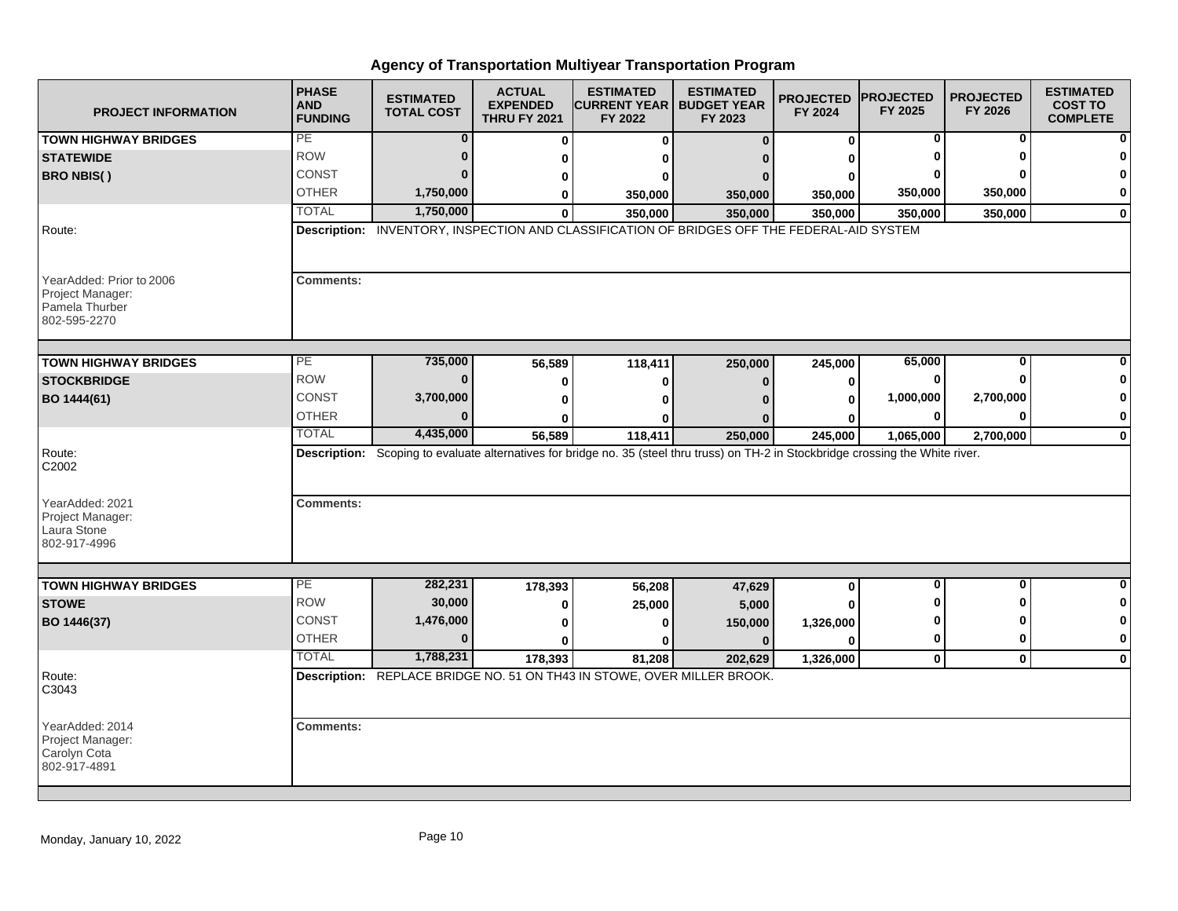# Agency of Transportation Multiyear Transportation Program

| PROJECT INFORMATION | PHASE AND FUNDING | ESTIMATED TOTAL COST | ACTUAL EXPENDED THRU FY 2021 | ESTIMATED CURRENT YEAR FY 2022 | ESTIMATED BUDGET YEAR FY 2023 | PROJECTED FY 2024 | PROJECTED FY 2025 | PROJECTED FY 2026 | ESTIMATED COST TO COMPLETE |
|---|---|---|---|---|---|---|---|---|---|
| **TOWN HIGHWAY BRIDGES** | PE | 0 | 0 | 0 | 0 | 0 | 0 | 0 | 0 |
| **STATEWIDE** | ROW | 0 | 0 | 0 | 0 | 0 | 0 | 0 | 0 |
| **BRO NBIS( )** | CONST | 0 | 0 | 0 | 0 | 0 | 0 | 0 | 0 |
| | OTHER | 1,750,000 | 0 | 350,000 | 350,000 | 350,000 | 350,000 | 350,000 | 0 |
| | TOTAL | 1,750,000 | 0 | 350,000 | 350,000 | 350,000 | 350,000 | 350,000 | 0 |
| Route: | **Description:** INVENTORY, INSPECTION AND CLASSIFICATION OF BRIDGES OFF THE FEDERAL-AID SYSTEM | | | | | | | | |
| YearAdded: Prior to 2006<br>Project Manager:<br>Pamela Thurber<br>802-595-2270 | **Comments:** | | | | | | | | |
| **TOWN HIGHWAY BRIDGES** | PE | 735,000 | 56,589 | 118,411 | 250,000 | 245,000 | 65,000 | 0 | 0 |
| **STOCKBRIDGE** | ROW | 0 | 0 | 0 | 0 | 0 | 0 | 0 | 0 |
| **BO 1444(61)** | CONST | 3,700,000 | 0 | 0 | 0 | 0 | 1,000,000 | 2,700,000 | 0 |
| | OTHER | 0 | 0 | 0 | 0 | 0 | 0 | 0 | 0 |
| | TOTAL | 4,435,000 | 56,589 | 118,411 | 250,000 | 245,000 | 1,065,000 | 2,700,000 | 0 |
| Route:<br>C2002 | **Description:** Scoping to evaluate alternatives for bridge no. 35 (steel thru truss) on TH-2 in Stockbridge crossing the White river. | | | | | | | | |
| YearAdded: 2021<br>Project Manager:<br>Laura Stone<br>802-917-4996 | **Comments:** | | | | | | | | |
| **TOWN HIGHWAY BRIDGES** | PE | 282,231 | 178,393 | 56,208 | 47,629 | 0 | 0 | 0 | 0 |
| **STOWE** | ROW | 30,000 | 0 | 25,000 | 5,000 | 0 | 0 | 0 | 0 |
| **BO 1446(37)** | CONST | 1,476,000 | 0 | 0 | 150,000 | 1,326,000 | 0 | 0 | 0 |
| | OTHER | 0 | 0 | 0 | 0 | 0 | 0 | 0 | 0 |
| | TOTAL | 1,788,231 | 178,393 | 81,208 | 202,629 | 1,326,000 | 0 | 0 | 0 |
| Route:<br>C3043 | **Description:** REPLACE BRIDGE NO. 51 ON TH43 IN STOWE, OVER MILLER BROOK. | | | | | | | | |
| YearAdded: 2014<br>Project Manager:<br>Carolyn Cota<br>802-917-4891 | **Comments:** | | | | | | | | |

Monday, January 10, 2022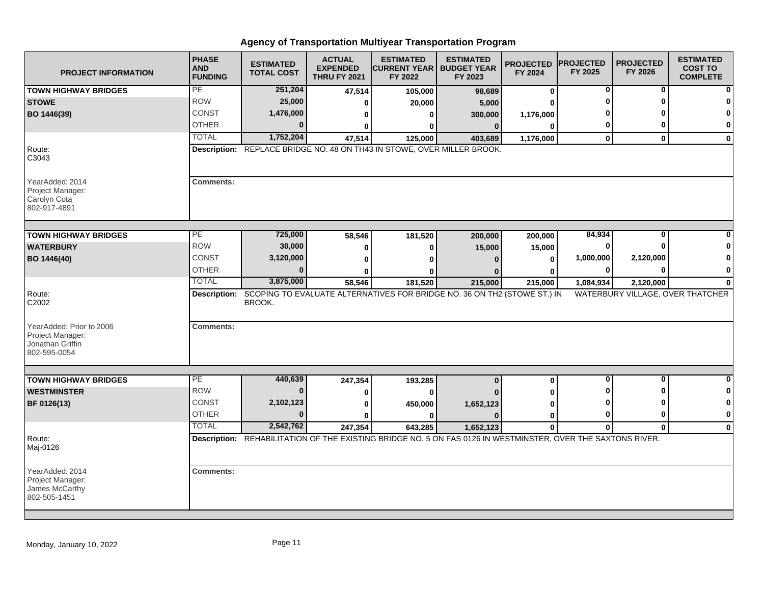# Agency of Transportation Multiyear Transportation Program

| PROJECT INFORMATION | PHASE AND FUNDING | ESTIMATED TOTAL COST | ACTUAL EXPENDED THRU FY 2021 | ESTIMATED CURRENT YEAR FY 2022 | ESTIMATED BUDGET YEAR FY 2023 | PROJECTED FY 2024 | PROJECTED FY 2025 | PROJECTED FY 2026 | ESTIMATED COST TO COMPLETE |
|---|---|---|---|---|---|---|---|---|---|
| **TOWN HIGHWAY BRIDGES** | PE | 251,204 | 47,514 | 105,000 | 98,689 | 0 | 0 | 0 | 0 |
| **STOWE** | ROW | 25,000 | 0 | 20,000 | 5,000 | 0 | 0 | 0 | 0 |
| **BO 1446(39)** | CONST | 1,476,000 | 0 | 0 | 300,000 | 1,176,000 | 0 | 0 | 0 |
| | OTHER | 0 | 0 | 0 | 0 | 0 | 0 | 0 | 0 |
| | TOTAL | 1,752,204 | 47,514 | 125,000 | 403,689 | 1,176,000 | 0 | 0 | 0 |
| Route: C3043 | **Description:** REPLACE BRIDGE NO. 48 ON TH43 IN STOWE, OVER MILLER BROOK. | | | | | | | | |
| YearAdded: 2014<br>Project Manager:<br>Carolyn Cota<br>802-917-4891 | **Comments:** | | | | | | | | |
| **TOWN HIGHWAY BRIDGES** | PE | 725,000 | 58,546 | 181,520 | 200,000 | 200,000 | 84,934 | 0 | 0 |
| **WATERBURY** | ROW | 30,000 | 0 | 0 | 15,000 | 15,000 | 0 | 0 | 0 |
| **BO 1446(40)** | CONST | 3,120,000 | 0 | 0 | 0 | 0 | 1,000,000 | 2,120,000 | 0 |
| | OTHER | 0 | 0 | 0 | 0 | 0 | 0 | 0 | 0 |
| | TOTAL | 3,875,000 | 58,546 | 181,520 | 215,000 | 215,000 | 1,084,934 | 2,120,000 | 0 |
| Route: C2002 | **Description:** SCOPING TO EVALUATE ALTERNATIVES FOR BRIDGE NO. 36 ON TH2 (STOWE ST.) IN WATERBURY VILLAGE, OVER THATCHER BROOK. | | | | | | | | |
| YearAdded: Prior to 2006<br>Project Manager:<br>Jonathan Griffin<br>802-595-0054 | **Comments:** | | | | | | | | |
| **TOWN HIGHWAY BRIDGES** | PE | 440,639 | 247,354 | 193,285 | 0 | 0 | 0 | 0 | 0 |
| **WESTMINSTER** | ROW | 0 | 0 | 0 | 0 | 0 | 0 | 0 | 0 |
| **BF 0126(13)** | CONST | 2,102,123 | 0 | 450,000 | 1,652,123 | 0 | 0 | 0 | 0 |
| | OTHER | 0 | 0 | 0 | 0 | 0 | 0 | 0 | 0 |
| | TOTAL | 2,542,762 | 247,354 | 643,285 | 1,652,123 | 0 | 0 | 0 | 0 |
| Route: Maj-0126 | **Description:** REHABILITATION OF THE EXISTING BRIDGE NO. 5 ON FAS 0126 IN WESTMINSTER, OVER THE SAXTONS RIVER. | | | | | | | | |
| YearAdded: 2014<br>Project Manager:<br>James McCarthy<br>802-505-1451 | **Comments:** | | | | | | | | |

Monday, January 10, 2022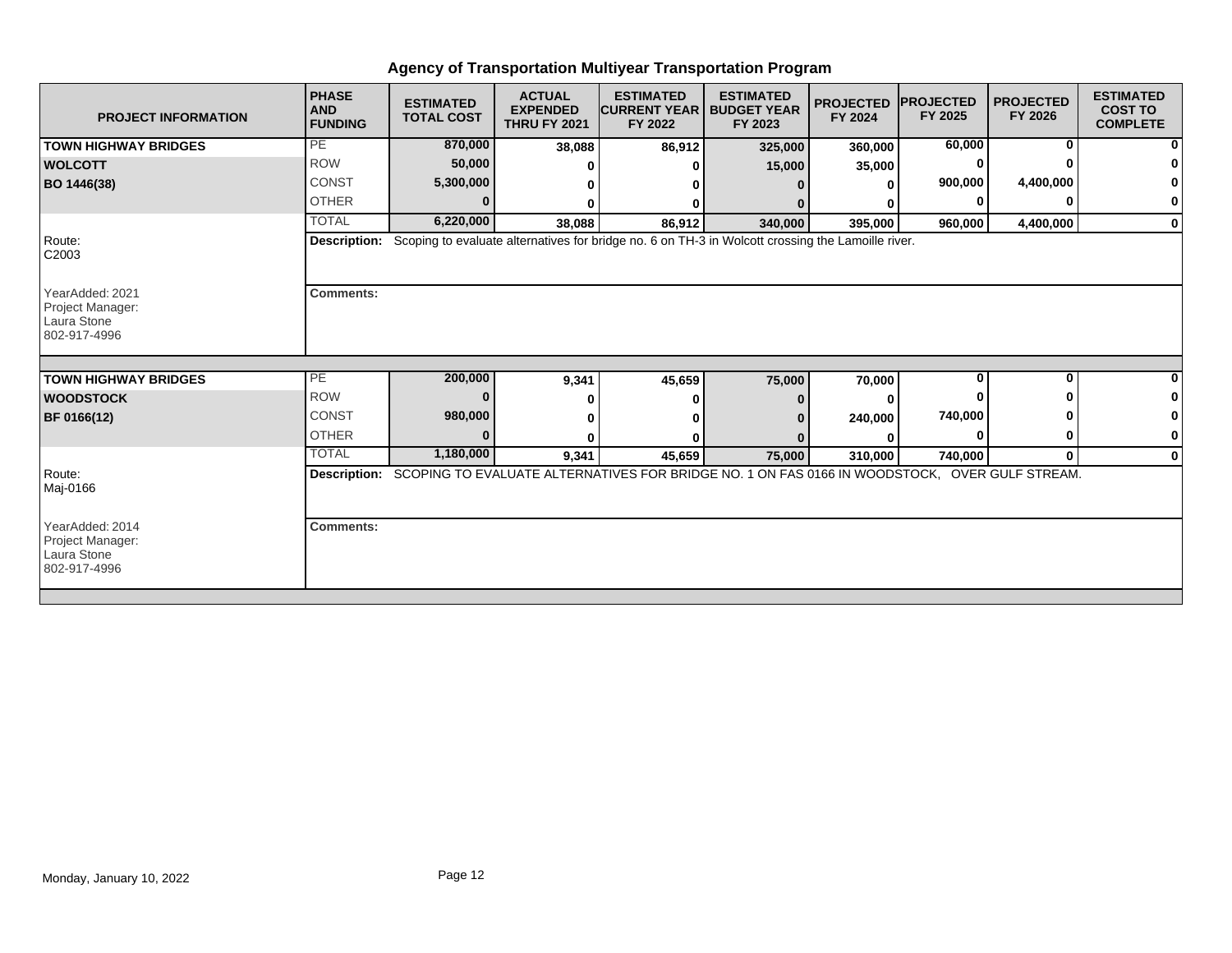# Agency of Transportation Multiyear Transportation Program

| PROJECT INFORMATION | PHASE AND FUNDING | ESTIMATED TOTAL COST | ACTUAL EXPENDED THRU FY 2021 | ESTIMATED CURRENT YEAR FY 2022 | ESTIMATED BUDGET YEAR FY 2023 | PROJECTED FY 2024 | PROJECTED FY 2025 | PROJECTED FY 2026 | ESTIMATED COST TO COMPLETE |
|---|---|---|---|---|---|---|---|---|---|
| **TOWN HIGHWAY BRIDGES** | PE | **870,000** | **38,088** | **86,912** | **325,000** | **360,000** | **60,000** | **0** | **0** |
| **WOLCOTT** | ROW | **50,000** | **0** | **0** | **15,000** | **35,000** | **0** | **0** | **0** |
| **BO 1446(38)** | CONST | **5,300,000** | **0** | **0** | **0** | **0** | **900,000** | **4,400,000** | **0** |
| | OTHER | **0** | **0** | **0** | **0** | **0** | **0** | **0** | **0** |
| | TOTAL | **6,220,000** | **38,088** | **86,912** | **340,000** | **395,000** | **960,000** | **4,400,000** | **0** |

Route: C2003

**Description:** Scoping to evaluate alternatives for bridge no. 6 on TH-3 in Wolcott crossing the Lamoille river.

YearAdded: 2021
Project Manager: Laura Stone
802-917-4996

**Comments:**

| PROJECT INFORMATION | PHASE AND FUNDING | ESTIMATED TOTAL COST | ACTUAL EXPENDED THRU FY 2021 | ESTIMATED CURRENT YEAR FY 2022 | ESTIMATED BUDGET YEAR FY 2023 | PROJECTED FY 2024 | PROJECTED FY 2025 | PROJECTED FY 2026 | ESTIMATED COST TO COMPLETE |
|---|---|---|---|---|---|---|---|---|---|
| **TOWN HIGHWAY BRIDGES** | PE | **200,000** | **9,341** | **45,659** | **75,000** | **70,000** | **0** | **0** | **0** |
| **WOODSTOCK** | ROW | **0** | **0** | **0** | **0** | **0** | **0** | **0** | **0** |
| **BF 0166(12)** | CONST | **980,000** | **0** | **0** | **0** | **240,000** | **740,000** | **0** | **0** |
| | OTHER | **0** | **0** | **0** | **0** | **0** | **0** | **0** | **0** |
| | TOTAL | **1,180,000** | **9,341** | **45,659** | **75,000** | **310,000** | **740,000** | **0** | **0** |

Route: Maj-0166

**Description:** SCOPING TO EVALUATE ALTERNATIVES FOR BRIDGE NO. 1 ON FAS 0166 IN WOODSTOCK, OVER GULF STREAM.

YearAdded: 2014
Project Manager: Laura Stone
802-917-4996

**Comments:**

Monday, January 10, 2022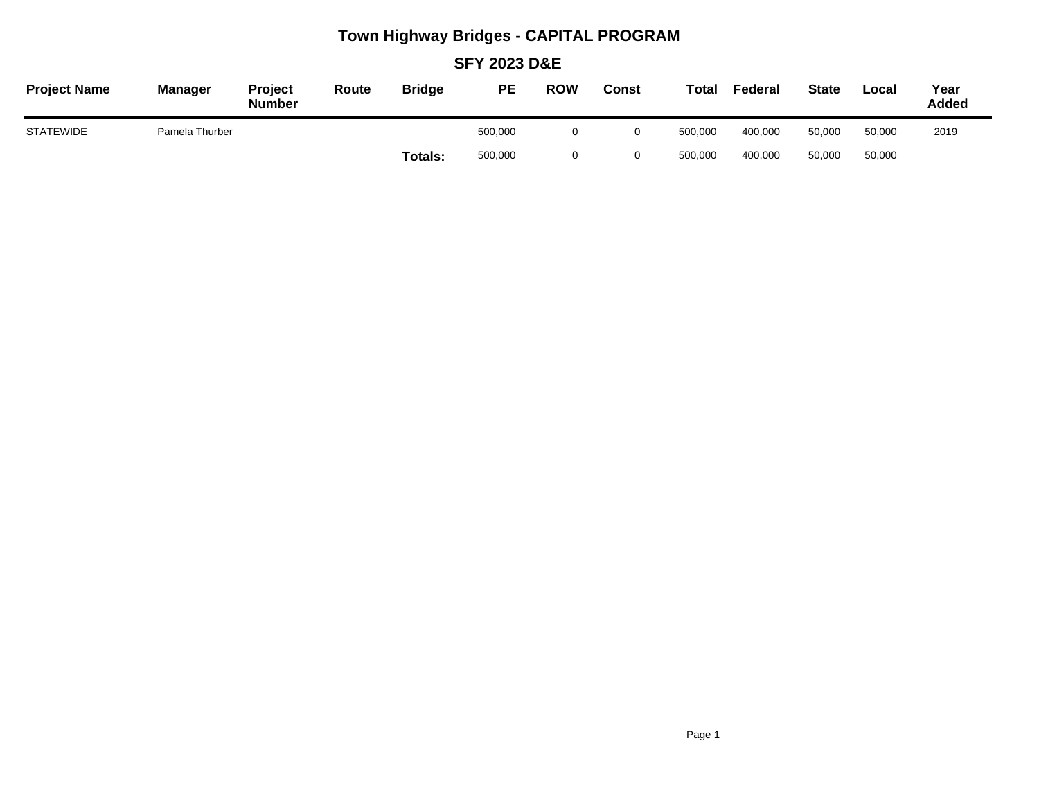# Town Highway Bridges - CAPITAL PROGRAM

## SFY 2023 D&E

| Project Name | Manager | Project Number | Route | Bridge | PE | ROW | Const | Total | Federal | State | Local | Year Added |
|---|---|---|---|---|---|---|---|---|---|---|---|---|
| STATEWIDE | Pamela Thurber | | | | 500,000 | 0 | 0 | 500,000 | 400,000 | 50,000 | 50,000 | 2019 |
| | | | | **Totals:** | 500,000 | 0 | 0 | 500,000 | 400,000 | 50,000 | 50,000 | |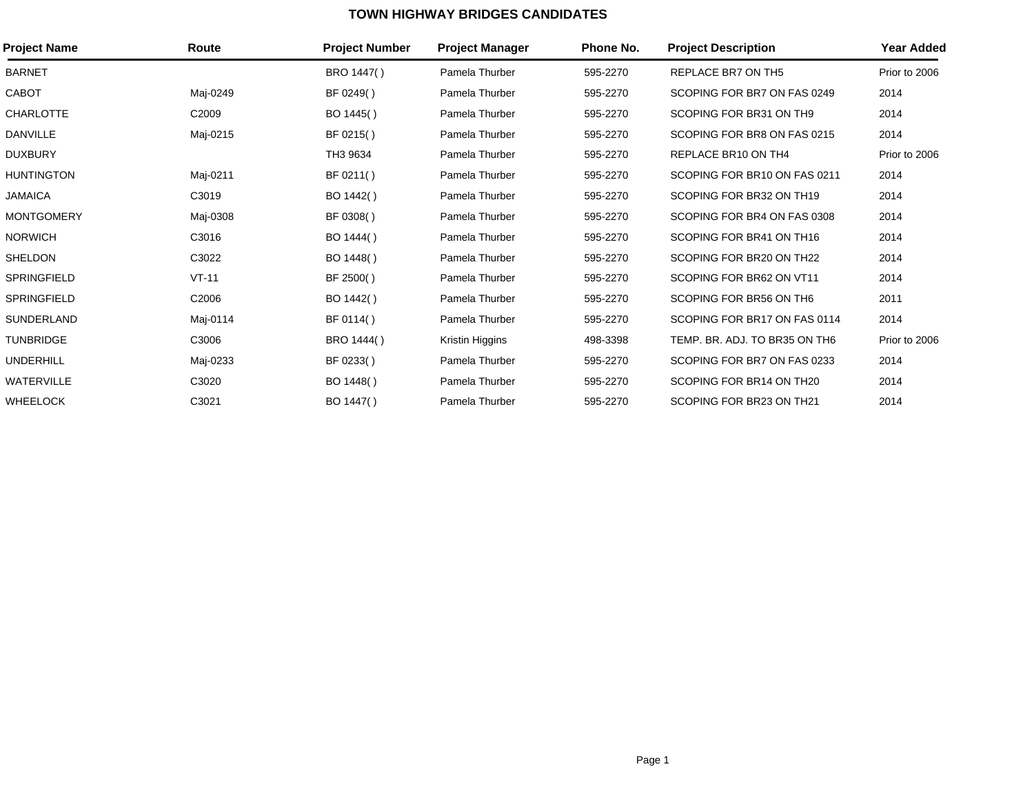# TOWN HIGHWAY BRIDGES CANDIDATES

| Project Name | Route | Project Number | Project Manager | Phone No. | Project Description | Year Added |
|---|---|---|---|---|---|---|
| BARNET | | BRO 1447( ) | Pamela Thurber | 595-2270 | REPLACE BR7 ON TH5 | Prior to 2006 |
| CABOT | Maj-0249 | BF 0249( ) | Pamela Thurber | 595-2270 | SCOPING FOR BR7 ON FAS 0249 | 2014 |
| CHARLOTTE | C2009 | BO 1445( ) | Pamela Thurber | 595-2270 | SCOPING FOR BR31 ON TH9 | 2014 |
| DANVILLE | Maj-0215 | BF 0215( ) | Pamela Thurber | 595-2270 | SCOPING FOR BR8 ON FAS 0215 | 2014 |
| DUXBURY | | TH3 9634 | Pamela Thurber | 595-2270 | REPLACE BR10 ON TH4 | Prior to 2006 |
| HUNTINGTON | Maj-0211 | BF 0211( ) | Pamela Thurber | 595-2270 | SCOPING FOR BR10 ON FAS 0211 | 2014 |
| JAMAICA | C3019 | BO 1442( ) | Pamela Thurber | 595-2270 | SCOPING FOR BR32 ON TH19 | 2014 |
| MONTGOMERY | Maj-0308 | BF 0308( ) | Pamela Thurber | 595-2270 | SCOPING FOR BR4 ON FAS 0308 | 2014 |
| NORWICH | C3016 | BO 1444( ) | Pamela Thurber | 595-2270 | SCOPING FOR BR41 ON TH16 | 2014 |
| SHELDON | C3022 | BO 1448( ) | Pamela Thurber | 595-2270 | SCOPING FOR BR20 ON TH22 | 2014 |
| SPRINGFIELD | VT-11 | BF 2500( ) | Pamela Thurber | 595-2270 | SCOPING FOR BR62 ON VT11 | 2014 |
| SPRINGFIELD | C2006 | BO 1442( ) | Pamela Thurber | 595-2270 | SCOPING FOR BR56 ON TH6 | 2011 |
| SUNDERLAND | Maj-0114 | BF 0114( ) | Pamela Thurber | 595-2270 | SCOPING FOR BR17 ON FAS 0114 | 2014 |
| TUNBRIDGE | C3006 | BRO 1444( ) | Kristin Higgins | 498-3398 | TEMP. BR. ADJ. TO BR35 ON TH6 | Prior to 2006 |
| UNDERHILL | Maj-0233 | BF 0233( ) | Pamela Thurber | 595-2270 | SCOPING FOR BR7 ON FAS 0233 | 2014 |
| WATERVILLE | C3020 | BO 1448( ) | Pamela Thurber | 595-2270 | SCOPING FOR BR14 ON TH20 | 2014 |
| WHEELOCK | C3021 | BO 1447( ) | Pamela Thurber | 595-2270 | SCOPING FOR BR23 ON TH21 | 2014 |